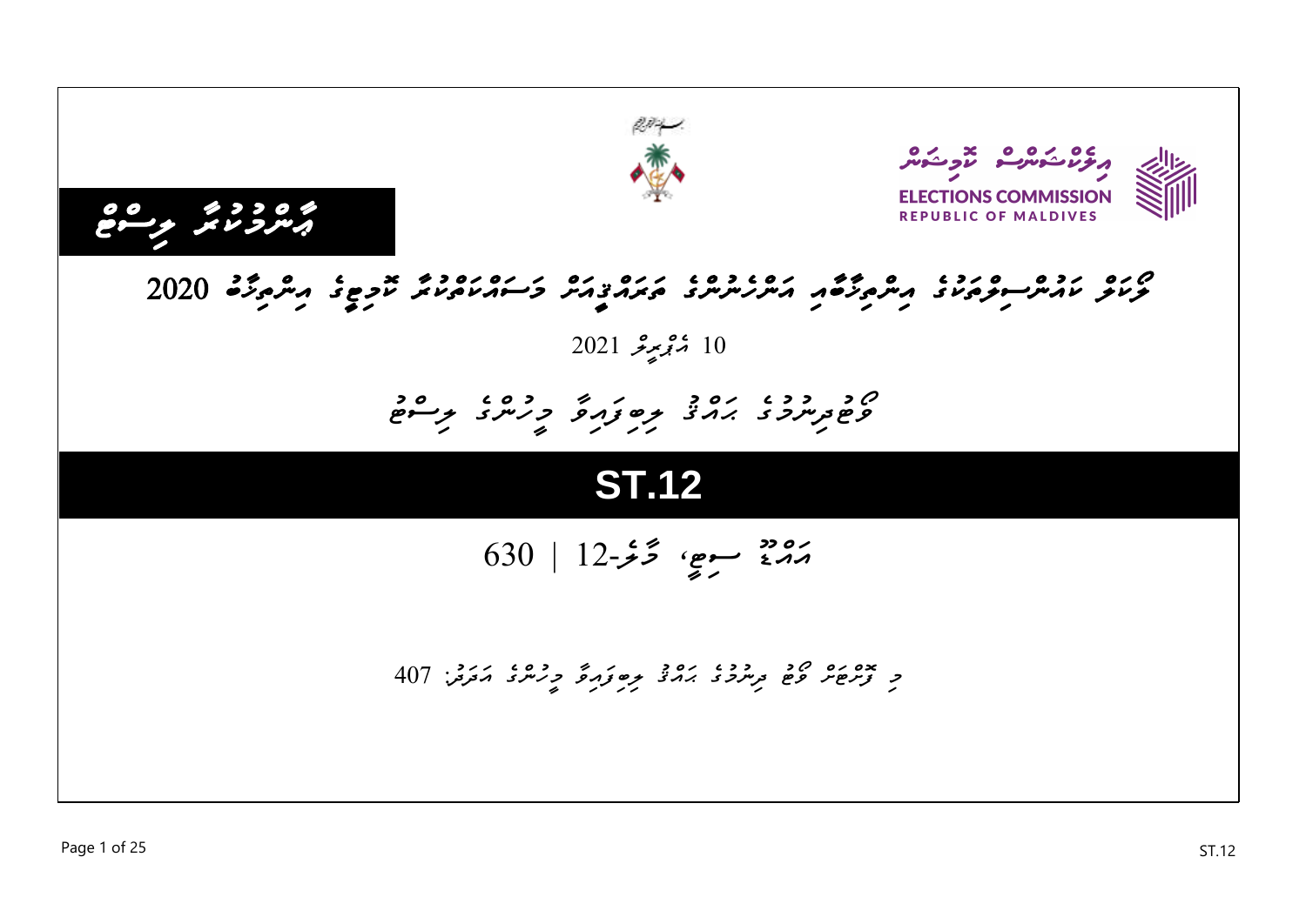ބިސްމިއްލާހިއްރަޙްމާނިއްރަޙީމް

އިލެކްޝަންސް ކޮމިޝަން

ELECTIONS COMMISSION
REPUBLIC OF MALDIVES

އަންދާޒީ ލިސްޓް

# ލޯކަލް ކައުންސިލްތަކުގެ އިންތިޚާބާއި އަންހެނުންގެ ތަރައްޤީއަށް މަސައްކަތްކުރާ ކޮމިޓީގެ އިންތިޚާބު 2020

10 އޮގަސްޓް 2021

## ވޯޓުދިނުމުގެ ކުރީ ދިގުބުރުގެ ވޯޓުލާ ލިސްޓު

# ST.12

## އައްޑޫ ސިޓީ، މާލެ-12 | 630

މި ފޮތުގައި ވޯޓު ދިނުމުގެ ކުރީ ދިގުބުރުގެ ވޯޓުލާ ލިސްޓުގެ އަދަދު: 407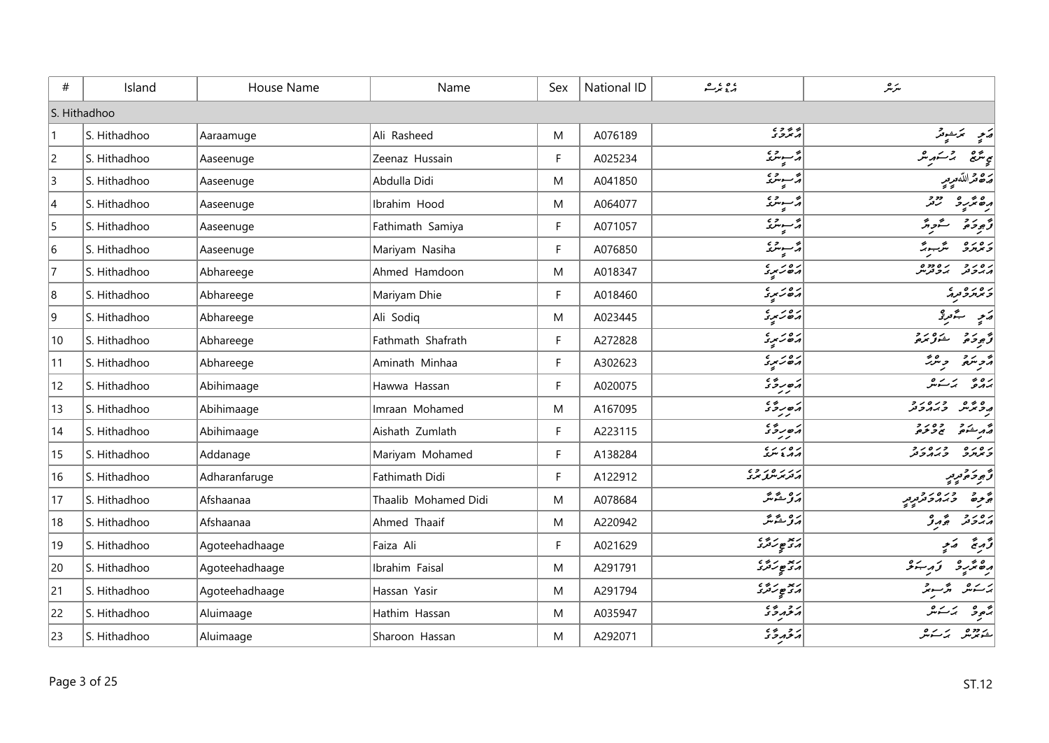| # | Island | House Name | Name | Sex | National ID | ގެއްގެ ނަން | ނަން |
|---|---|---|---|---|---|---|---|
| S. Hithadhoo | | | | | | | |
| 1 | S. Hithadhoo | Aaraamuge | Ali Rasheed | M | A076189 | އާރާމުގެ | އަލި ރަޝީދު |
| 2 | S. Hithadhoo | Aaseenuge | Zeenaz Hussain | F | A025234 | އާސީނުގެ | ޒީނާޒް ހުސައިން |
| 3 | S. Hithadhoo | Aaseenuge | Abdulla Didi | M | A041850 | އާސީނުގެ | އަބްދުﷲދީދީ |
| 4 | S. Hithadhoo | Aaseenuge | Ibrahim Hood | M | A064077 | އާސީނުގެ | އިބްރާހީމް ހޫދު |
| 5 | S. Hithadhoo | Aaseenuge | Fathimath Samiya | F | A071057 | އާސީނުގެ | ފާތިމަތު ސާމިޔާ |
| 6 | S. Hithadhoo | Aaseenuge | Mariyam Nasiha | F | A076850 | އާސީނުގެ | މަރިޔަމް ނާސިހާ |
| 7 | S. Hithadhoo | Abhareege | Ahmed Hamdoon | M | A018347 | އަބްހަރީގެ | އަޙްމަދު ހަމްދޫން |
| 8 | S. Hithadhoo | Abhareege | Mariyam Dhie | F | A018460 | އަބްހަރީގެ | މަރިޔަމްދިއެ |
| 9 | S. Hithadhoo | Abhareege | Ali Sodiq | M | A023445 | އަބްހަރީގެ | އަލި ސާދިޤު |
| 10 | S. Hithadhoo | Abhareege | Fathmath Shafrath | F | A272828 | އަބްހަރީގެ | ފާތިމަތު ޝަފްރަތު |
| 11 | S. Hithadhoo | Abhareege | Aminath Minhaa | F | A302623 | އަބްހަރީގެ | އާމިނަތު މިންހާ |
| 12 | S. Hithadhoo | Abihimaage | Hawwa Hassan | F | A020075 | އަބިހިމާގެ | ހައްވާ ހަސަން |
| 13 | S. Hithadhoo | Abihimaage | Imraan Mohamed | M | A167095 | އަބިހިމާގެ | އިމްރާން މުހައްމަދު |
| 14 | S. Hithadhoo | Abihimaage | Aishath Zumlath | F | A223115 | އަބިހިމާގެ | އާއިޝަތު ޒުމްލަތު |
| 15 | S. Hithadhoo | Addanage | Mariyam Mohamed | F | A138284 | އައްދަނގެ | މަރިޔަމް މުހައްމަދު |
| 16 | S. Hithadhoo | Adharanfaruge | Fathimath Didi | F | A122912 | އަދަރަންފަރުގެ | ފާތިމަތުދީދީ |
| 17 | S. Hithadhoo | Afshaanaa | Thaalib Mohamed Didi | M | A078684 | އަފްޝާނާ | ޠާލިބް މުހައްމަދުދީދީ |
| 18 | S. Hithadhoo | Afshaanaa | Ahmed Thaaif | M | A220942 | އަފްޝާނާ | އަޙްމަދު ޠާއިފް |
| 19 | S. Hithadhoo | Agoteehadhaage | Faiza Ali | F | A021629 | އަގޮޓީހަދާގެ | ފާއިޒާ އަލި |
| 20 | S. Hithadhoo | Agoteehadhaage | Ibrahim Faisal | M | A291791 | އަގޮޓީހަދާގެ | އިބްރާހީމް ފައިސަލް |
| 21 | S. Hithadhoo | Agoteehadhaage | Hassan Yasir | M | A291794 | އަގޮޓީހަދާގެ | ހަސަން ޔާސިރު |
| 22 | S. Hithadhoo | Aluimaage | Hathim Hassan | M | A035947 | އަލުއިމާގެ | ހާތިމް ހަސަން |
| 23 | S. Hithadhoo | Aluimaage | Sharoon Hassan | M | A292071 | އަލުއިމާގެ | ޝަރޫން ހަސަން |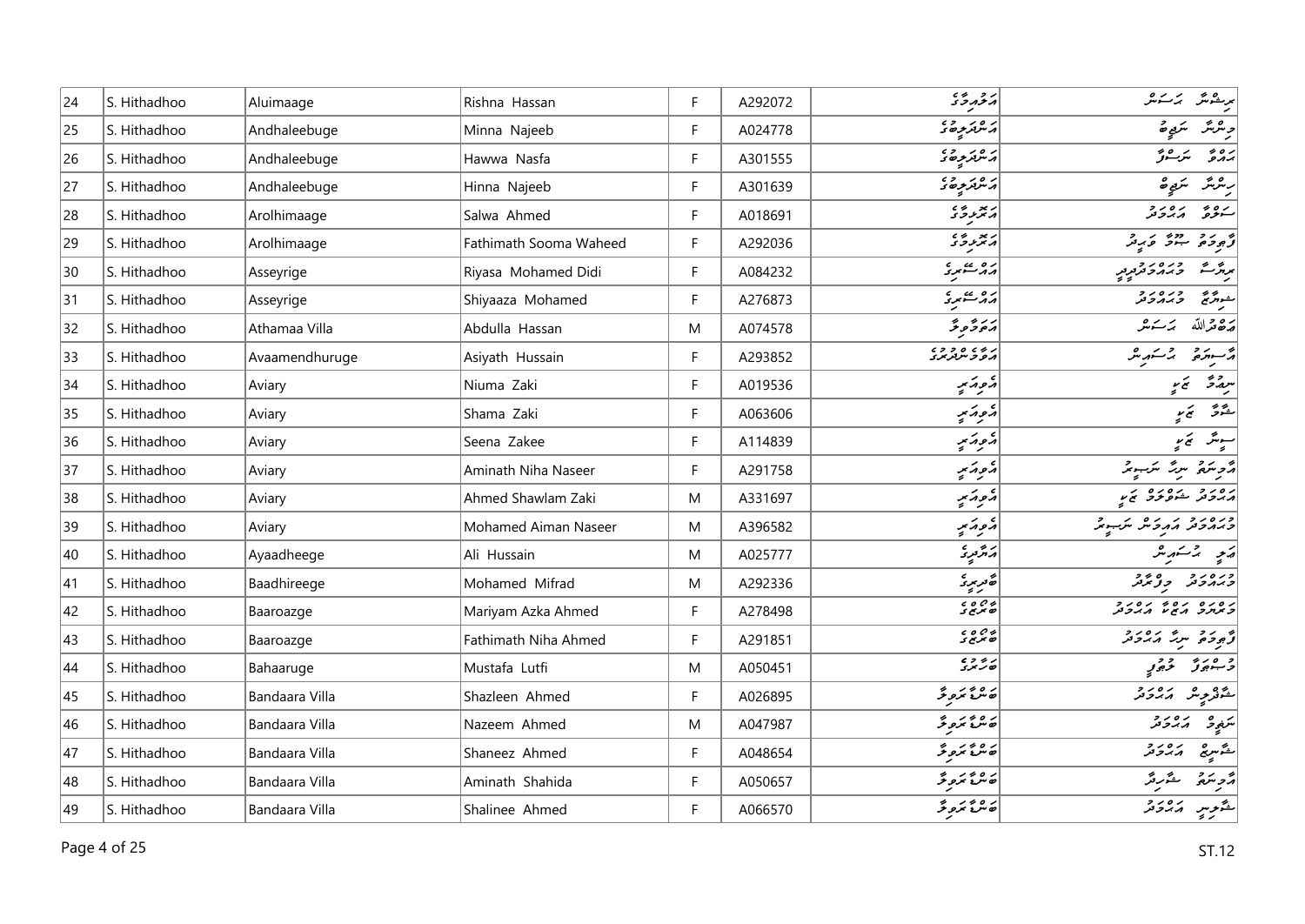| 24 | S. Hithadhoo | Aluimaage | Rishna Hassan | F | A292072 | އަލުއިމާގެ | ރިޝްނާ ޙަސަން |
|---|---|---|---|---|---|---|---|
| 25 | S. Hithadhoo | Andhaleebuge | Minna Najeeb | F | A024778 | އަންދަލީބުގެ | މިންނާ ނަޖީބް |
| 26 | S. Hithadhoo | Andhaleebuge | Hawwa Nasfa | F | A301555 | އަންދަލީބުގެ | ހައްވާ ނަސްފާ |
| 27 | S. Hithadhoo | Andhaleebuge | Hinna Najeeb | F | A301639 | އަންދަލީބުގެ | ހިންނާ ނަޖީބް |
| 28 | S. Hithadhoo | Arolhimaage | Salwa Ahmed | F | A018691 | އަރޮޅިމާގެ | ސަލްވާ އަޙްމަދު |
| 29 | S. Hithadhoo | Arolhimaage | Fathimath Sooma Waheed | F | A292036 | އަރޮޅިމާގެ | ފާތިމަތު ސޫމާ ވަޙީދު |
| 30 | S. Hithadhoo | Asseyrige | Riyasa Mohamed Didi | F | A084232 | އައްސޭރިގެ | ރިޔާސާ މުޙައްމަދުދީދީ |
| 31 | S. Hithadhoo | Asseyrige | Shiyaaza Mohamed | F | A276873 | އައްސޭރިގެ | ޝިޔާޒާ މުޙައްމަދު |
| 32 | S. Hithadhoo | Athamaa Villa | Abdulla Hassan | M | A074578 | އަތަމާވިލާ | އަބްދުﷲ ޙަސަން |
| 33 | S. Hithadhoo | Avaamendhuruge | Asiyath Hussain | F | A293852 | އަވާމެންދުރުގެ | އާސިޔަތު ޙުސައިން |
| 34 | S. Hithadhoo | Aviary | Niuma Zaki | F | A019536 | އޭވިއަރީ | ނިޢުމާ ޒަކީ |
| 35 | S. Hithadhoo | Aviary | Shama Zaki | F | A063606 | އޭވިއަރީ | ޝަމާ ޒަކީ |
| 36 | S. Hithadhoo | Aviary | Seena Zakee | F | A114839 | އޭވިއަރީ | ސީނާ ޒަކީ |
| 37 | S. Hithadhoo | Aviary | Aminath Niha Naseer | F | A291758 | އޭވިއަރީ | އާމިނަތު ނިހާ ނަސީރު |
| 38 | S. Hithadhoo | Aviary | Ahmed Shawlam Zaki | M | A331697 | އޭވިއަރީ | އަޙްމަދު ޝަވްލަމް ޒަކީ |
| 39 | S. Hithadhoo | Aviary | Mohamed Aiman Naseer | M | A396582 | އޭވިއަރީ | މުޙައްމަދު އައިމަން ނަސީރު |
| 40 | S. Hithadhoo | Ayaadheege | Ali Hussain | M | A025777 | އަޔާދީގެ | އަލީ ޙުސައިން |
| 41 | S. Hithadhoo | Baadhireege | Mohamed Mifrad | M | A292336 | ބާދިރީގެ | މުޙައްމަދު މިފްރާދު |
| 42 | S. Hithadhoo | Baaroazge | Mariyam Azka Ahmed | F | A278498 | ބާރޯޒްގެ | މަރިޔަމް އަޒްކާ އަޙްމަދު |
| 43 | S. Hithadhoo | Baaroazge | Fathimath Niha Ahmed | F | A291851 | ބާރޯޒްގެ | ފާތިމަތު ނިހާ އަޙްމަދު |
| 44 | S. Hithadhoo | Bahaaruge | Mustafa Lutfi | M | A050451 | ބަހާރުގެ | މުސްތަފާ ލުތުފީ |
| 45 | S. Hithadhoo | Bandaara Villa | Shazleen Ahmed | F | A026895 | ބަނޑާރަވިލާ | ޝަޒްލީން އަޙްމަދު |
| 46 | S. Hithadhoo | Bandaara Villa | Nazeem Ahmed | M | A047987 | ބަނޑާރަވިލާ | ނަޒީމް އަޙްމަދު |
| 47 | S. Hithadhoo | Bandaara Villa | Shaneez Ahmed | F | A048654 | ބަނޑާރަވިލާ | ޝަނީޒް އަޙްމަދު |
| 48 | S. Hithadhoo | Bandaara Villa | Aminath Shahida | F | A050657 | ބަނޑާރަވިލާ | އާމިނަތު ޝާހިދާ |
| 49 | S. Hithadhoo | Bandaara Villa | Shalinee Ahmed | F | A066570 | ބަނޑާރަވިލާ | ޝާލިނީ އަޙްމަދު |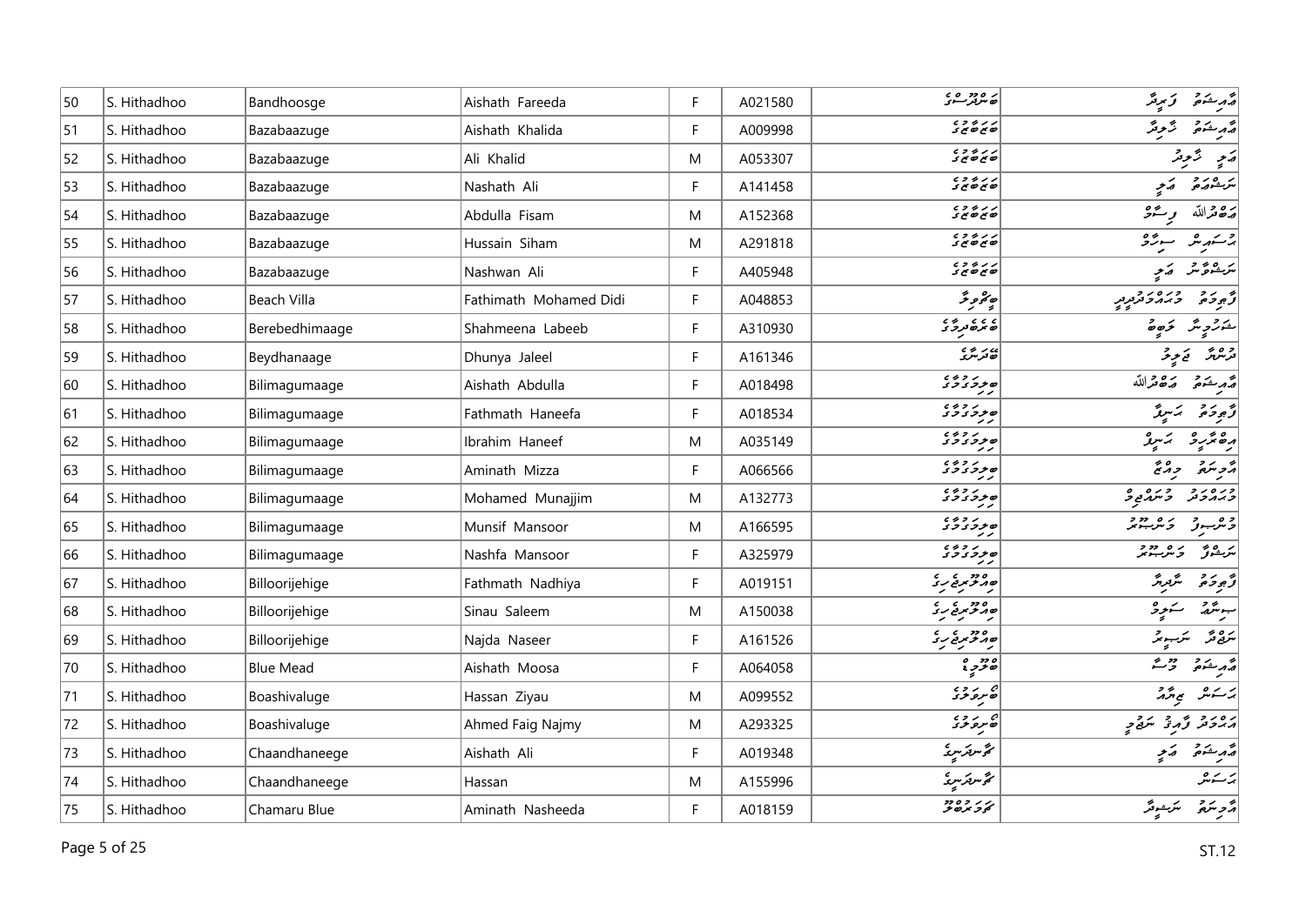| 50 | S. Hithadhoo | Bandhoosge | Aishath Fareeda | F | A021580 | ބަނދޫސްގެ | އައިޝަތު ފަރީދާ |
|---|---|---|---|---|---|---|---|
| 51 | S. Hithadhoo | Bazabaazuge | Aishath Khalida | F | A009998 | ބަޒަބާޒުގެ | އައިޝަތު ހާލިދާ |
| 52 | S. Hithadhoo | Bazabaazuge | Ali Khalid | M | A053307 | ބަޒަބާޒުގެ | އަލި ހާލިދު |
| 53 | S. Hithadhoo | Bazabaazuge | Nashath Ali | F | A141458 | ބަޒަބާޒުގެ | ނަޝާތު އަލި |
| 54 | S. Hithadhoo | Bazabaazuge | Abdulla Fisam | M | A152368 | ބަޒަބާޒުގެ | އަބްދުﷲ ފިސާމް |
| 55 | S. Hithadhoo | Bazabaazuge | Hussain Siham | M | A291818 | ބަޒަބާޒުގެ | ހުސައިން ސިހާމް |
| 56 | S. Hithadhoo | Bazabaazuge | Nashwan Ali | F | A405948 | ބަޒަބާޒުގެ | ނަޝްވާން އަލި |
| 57 | S. Hithadhoo | Beach Villa | Fathimath Mohamed Didi | F | A048853 | ބީޗްވިލާ | ފާތިމަތު މުހައްމަދުދީދީ |
| 58 | S. Hithadhoo | Berebedhimaage | Shahmeena Labeeb | F | A310930 | ބެރެބެދިމާގެ | ޝަހްމީނާ ލަބީބު |
| 59 | S. Hithadhoo | Beydhanaage | Dhunya Jaleel | F | A161346 | ބޭދަނާގެ | ދުންޔާ ޖަލީލް |
| 60 | S. Hithadhoo | Bilimagumaage | Aishath Abdulla | F | A018498 | ބިލިމަގުމާގެ | އައިޝަތު އަބްދުﷲ |
| 61 | S. Hithadhoo | Bilimagumaage | Fathmath Haneefa | F | A018534 | ބިލިމަގުމާގެ | ފާތިމަތު ހަނީފާ |
| 62 | S. Hithadhoo | Bilimagumaage | Ibrahim Haneef | M | A035149 | ބިލިމަގުމާގެ | އިބްރާހިމް ހަނީފް |
| 63 | S. Hithadhoo | Bilimagumaage | Aminath Mizza | F | A066566 | ބިލިމަގުމާގެ | އާމިނަތު މިއްޒާ |
| 64 | S. Hithadhoo | Bilimagumaage | Mohamed Munajjim | M | A132773 | ބިލިމަގުމާގެ | މުހައްމަދު މުނައްޖިމް |
| 65 | S. Hithadhoo | Bilimagumaage | Munsif Mansoor | M | A166595 | ބިލިމަގުމާގެ | މުންސިފު މަންސޫރު |
| 66 | S. Hithadhoo | Bilimagumaage | Nashfa Mansoor | F | A325979 | ބިލިމަގުމާގެ | ނަޝްފާ މަންސޫރު |
| 67 | S. Hithadhoo | Billoorijehige | Fathmath Nadhiya | F | A019151 | ބިއްލޫރިޖެހިގެ | ފާތިމަތު ނާދިޔާ |
| 68 | S. Hithadhoo | Billoorijehige | Sinau Saleem | M | A150038 | ބިއްލޫރިޖެހިގެ | ސިނާއު ސަލީމް |
| 69 | S. Hithadhoo | Billoorijehige | Najda Naseer | F | A161526 | ބިއްލޫރިޖެހިގެ | ނަޖްދާ ނަސީރު |
| 70 | S. Hithadhoo | Blue Mead | Aishath Moosa | F | A064058 | ބްލޫމީޑް | އައިޝަތު މޫސާ |
| 71 | S. Hithadhoo | Boashivaluge | Hassan Ziyau | M | A099552 | ބޯޝިވަލުގެ | ހަސަން ޒިޔާއު |
| 72 | S. Hithadhoo | Boashivaluge | Ahmed Faig Najmy | M | A293325 | ބޯޝިވަލުގެ | އަހްމަދު ފާއިޤު ނަޖްމީ |
| 73 | S. Hithadhoo | Chaandhaneege | Aishath Ali | F | A019348 | ޗާނދަނީގެ | އައިޝަތު އަލި |
| 74 | S. Hithadhoo | Chaandhaneege | Hassan | M | A155996 | ޗާނދަނީގެ | ހަސަން |
| 75 | S. Hithadhoo | Chamaru Blue | Aminath Nasheeda | F | A018159 | ޗަމަރުބްލޫ | އާމިނަތު ނަޝީދާ |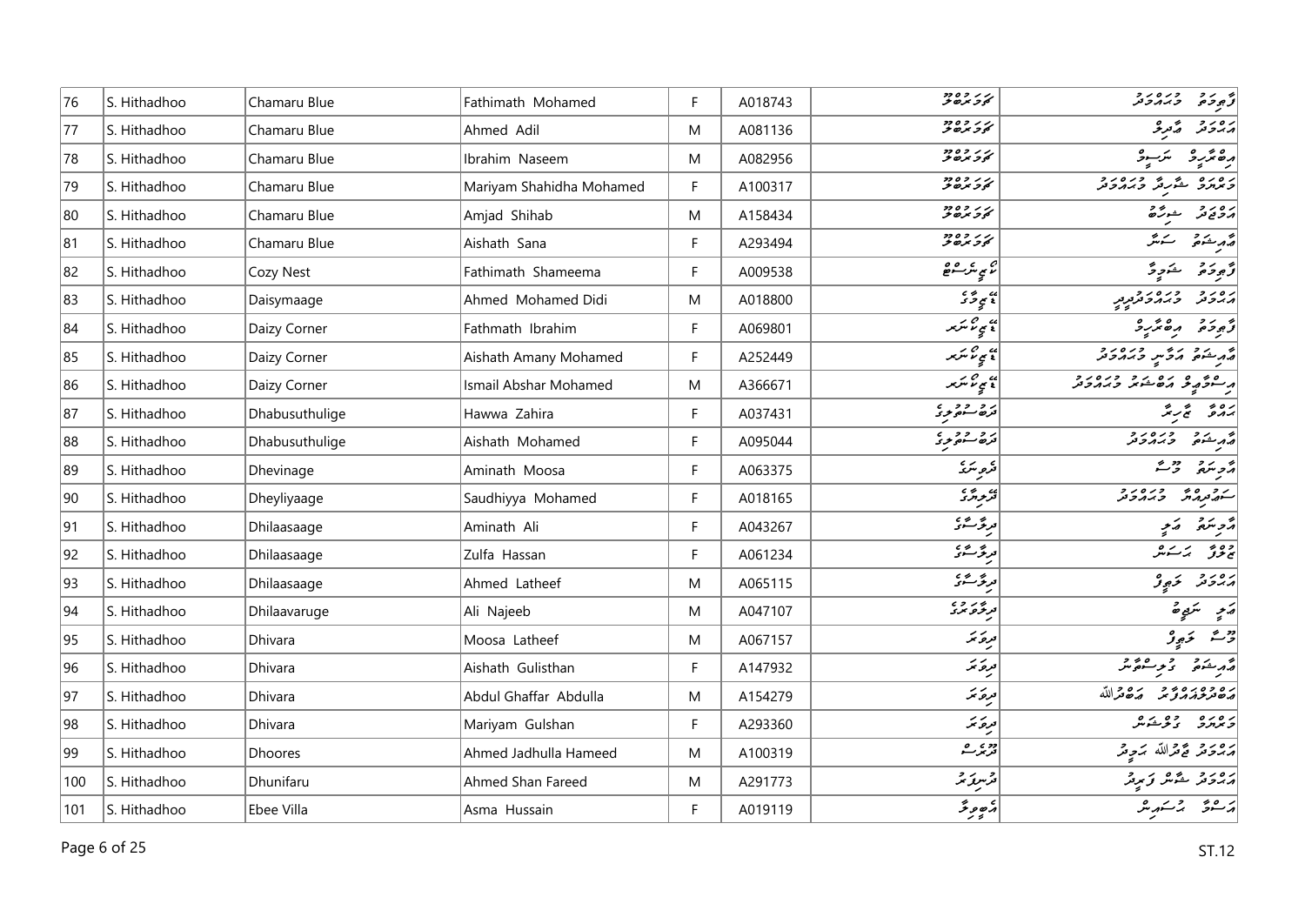| 76 | S. Hithadhoo | Chamaru Blue | Fathimath Mohamed | F | A018743 | ޗަމަރު ބްލޫ | ފާތިމަތު މުޙައްމަދު |
|---|---|---|---|---|---|---|---|
| 77 | S. Hithadhoo | Chamaru Blue | Ahmed Adil | M | A081136 | ޗަމަރު ބްލޫ | އަޙްމަދު އާދިލް |
| 78 | S. Hithadhoo | Chamaru Blue | Ibrahim Naseem | M | A082956 | ޗަމަރު ބްލޫ | އިބްރާހީމް ނަސީމް |
| 79 | S. Hithadhoo | Chamaru Blue | Mariyam Shahidha Mohamed | F | A100317 | ޗަމަރު ބްލޫ | މަރިޔަމް ޝާހިދާ މުޙައްމަދު |
| 80 | S. Hithadhoo | Chamaru Blue | Amjad Shihab | M | A158434 | ޗަމަރު ބްލޫ | އަމްޖަދު ޝިހާބް |
| 81 | S. Hithadhoo | Chamaru Blue | Aishath Sana | F | A293494 | ޗަމަރު ބްލޫ | އައިޝަތު ސަނާ |
| 82 | S. Hithadhoo | Cozy Nest | Fathimath Shameema | F | A009538 | ކޯޒީ ނެސްޓް | ފާތިމަތު ޝަމީމާ |
| 83 | S. Hithadhoo | Daisymaage | Ahmed Mohamed Didi | M | A018800 | ޑެއިޒީމާގެ | އަޙްމަދު މުޙައްމަދުދީދީ |
| 84 | S. Hithadhoo | Daizy Corner | Fathmath Ibrahim | F | A069801 | ޑޭޒީ ކޯނަރ | ފާތިމަތު އިބްރާހީމް |
| 85 | S. Hithadhoo | Daizy Corner | Aishath Amany Mohamed | F | A252449 | ޑޭޒީ ކޯނަރ | އައިޝަތު އަމާނީ މުޙައްމަދު |
| 86 | S. Hithadhoo | Daizy Corner | Ismail Abshar Mohamed | M | A366671 | ޑޭޒީ ކޯނަރ | އިސްމާޢީލް އަބްޝަރު މުޙައްމަދު |
| 87 | S. Hithadhoo | Dhabusuthulige | Hawwa Zahira | F | A037431 | ދަބުސުތުލިގެ | ހައްވާ ޒާހިރާ |
| 88 | S. Hithadhoo | Dhabusuthulige | Aishath Mohamed | F | A095044 | ދަބުސުތުލިގެ | އައިޝަތު މުޙައްމަދު |
| 89 | S. Hithadhoo | Dhevinage | Aminath Moosa | F | A063375 | ދެވިނގެ | އާމިނަތު މޫސާ |
| 90 | S. Hithadhoo | Dheyliyaage | Saudhiyya Mohamed | F | A018165 | ދޭލިޔާގެ | ސައުދިއްޔާ މުޙައްމަދު |
| 91 | S. Hithadhoo | Dhilaasaage | Aminath Ali | F | A043267 | ދިލާސާގެ | އާމިނަތު ޢަލީ |
| 92 | S. Hithadhoo | Dhilaasaage | Zulfa Hassan | F | A061234 | ދިލާސާގެ | ޒުލްފާ ޙަސަން |
| 93 | S. Hithadhoo | Dhilaasaage | Ahmed Latheef | M | A065115 | ދިލާސާގެ | އަޙްމަދު ލަޠީފް |
| 94 | S. Hithadhoo | Dhilaavaruge | Ali Najeeb | M | A047107 | ދިލާވަރުގެ | ޢަލީ ނަޖީބު |
| 95 | S. Hithadhoo | Dhivara | Moosa Latheef | M | A067157 | ދިވަރަ | މޫސާ ލަޠީފް |
| 96 | S. Hithadhoo | Dhivara | Aishath Gulisthan | F | A147932 | ދިވަރަ | އައިޝަތު ގުލިސްތާން |
| 97 | S. Hithadhoo | Dhivara | Abdul Ghaffar Abdulla | M | A154279 | ދިވަރަ | އަބްދުލްޣައްފާރު އަބްދުﷲ |
| 98 | S. Hithadhoo | Dhivara | Mariyam Gulshan | F | A293360 | ދިވަރަ | މަރިޔަމް ގުލްޝަން |
| 99 | S. Hithadhoo | Dhoores | Ahmed Jadhulla Hameed | M | A100319 | ދޫރެސް | އަޙްމަދު ޖާދުﷲ ޙަމީދު |
| 100 | S. Hithadhoo | Dhunifaru | Ahmed Shan Fareed | M | A291773 | ދުނިފަރު | އަޙްމަދު ޝާން ފަރީދު |
| 101 | S. Hithadhoo | Ebee Villa | Asma Hussain | F | A019119 | އެބީވިލާ | އަސްމާ ޙުސައިން |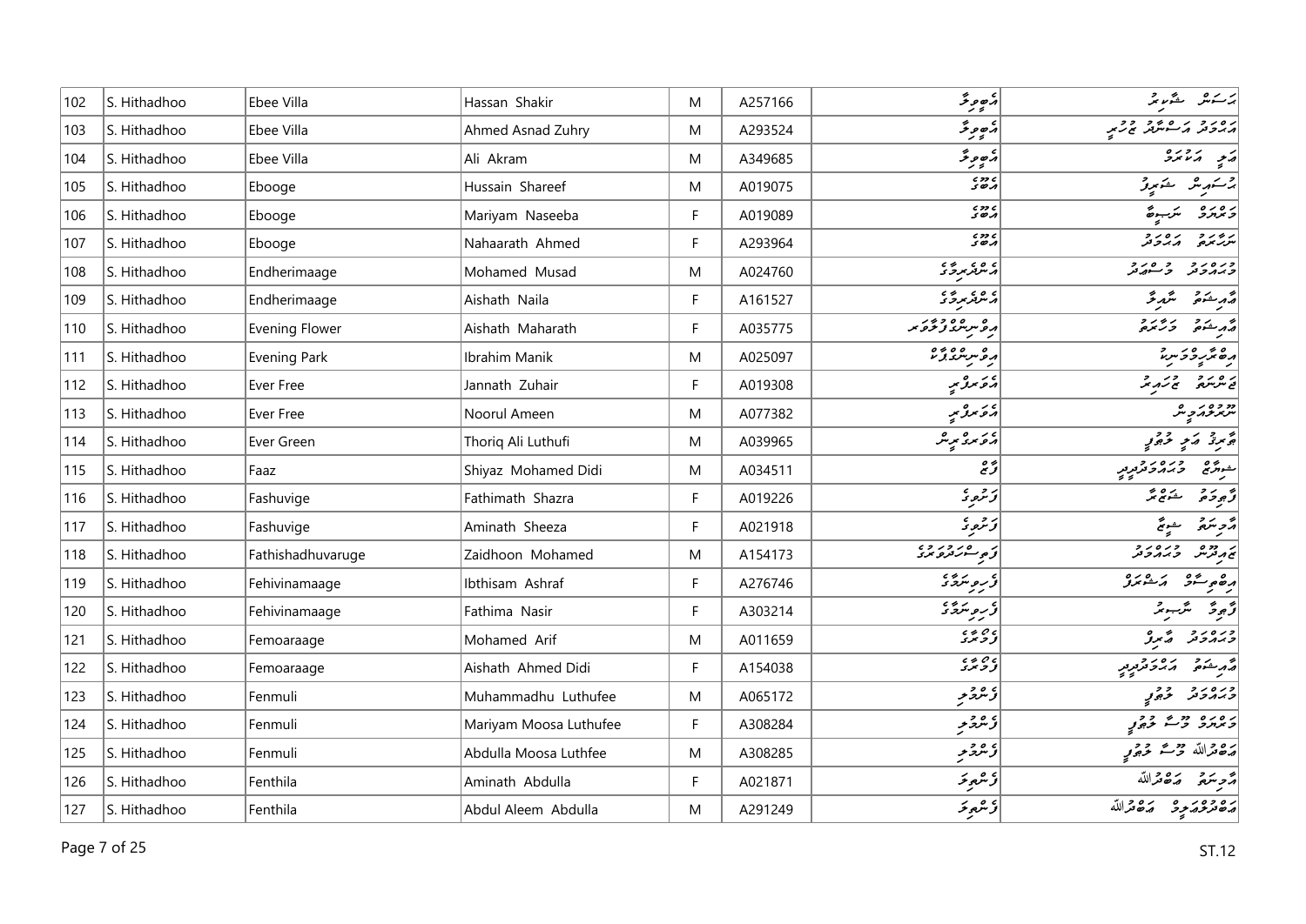| 102 | S. Hithadhoo | Ebee Villa | Hassan Shakir | M | A257166 | އެބީވިލާ | ހަސަން ޝާކިރު |
|---|---|---|---|---|---|---|---|
| 103 | S. Hithadhoo | Ebee Villa | Ahmed Asnad Zuhry | M | A293524 | އެބީވިލާ | އަހުމަދު އަސްނަދު ޒުހުރީ |
| 104 | S. Hithadhoo | Ebee Villa | Ali Akram | M | A349685 | އެބީވިލާ | އަލީ އަކްރަމް |
| 105 | S. Hithadhoo | Ebooge | Hussain Shareef | M | A019075 | އެބޫގެ | ހުސައިން ޝަރީފު |
| 106 | S. Hithadhoo | Ebooge | Mariyam Naseeba | F | A019089 | އެބޫގެ | މަރިޔަމް ނަސީބާ |
| 107 | S. Hithadhoo | Ebooge | Nahaarath Ahmed | F | A293964 | އެބޫގެ | ނަހާރަތު އަހުމަދު |
| 108 | S. Hithadhoo | Endherimaage | Mohamed Musad | M | A024760 | އެންދެރިމާގެ | މުހައްމަދު މުސްޢަދު |
| 109 | S. Hithadhoo | Endherimaage | Aishath Naila | F | A161527 | އެންދެރިމާގެ | އާއިޝަތު ނާއިލާ |
| 110 | S. Hithadhoo | Evening Flower | Aishath Maharath | F | A035775 | އިވްނިންގްފްލަވަރ | އާއިޝަތު މަހާރަތު |
| 111 | S. Hithadhoo | Evening Park | Ibrahim Manik | M | A025097 | އިވްނިންގްޕާކް | އިބްރާހީމްމަނިކު |
| 112 | S. Hithadhoo | Ever Free | Jannath Zuhair | F | A019308 | އެވަރފްރީ | ޖަންނަތު ޒުހައިރު |
| 113 | S. Hithadhoo | Ever Free | Noorul Ameen | M | A077382 | އެވަރފްރީ | ނޫރުލްއަމީން |
| 114 | S. Hithadhoo | Ever Green | Thoriq Ali Luthufi | M | A039965 | އެވަރގްރީން | ޠާރިޤު އަލީ ލުތުފީ |
| 115 | S. Hithadhoo | Faaz | Shiyaz Mohamed Didi | M | A034511 | ފާޒ | ޝިޔާޒް މުހައްމަދުދީދީ |
| 116 | S. Hithadhoo | Fashuvige | Fathimath Shazra | F | A019226 | ފަޝުވިގެ | ފާތިމަތު ޝަޒްރާ |
| 117 | S. Hithadhoo | Fashuvige | Aminath Sheeza | F | A021918 | ފަޝުވިގެ | އާމިނަތު ޝީޒާ |
| 118 | S. Hithadhoo | Fathishadhuvaruge | Zaidhoon Mohamed | M | A154173 | ފަތިސްހަދުވަރުގެ | ޒައިދޫން މުހައްމަދު |
| 119 | S. Hithadhoo | Fehivinamaage | Ibthisam Ashraf | F | A276746 | ފެހިވިނަމާގެ | އިބްތިސާމް އަޝްރަފް |
| 120 | S. Hithadhoo | Fehivinamaage | Fathima Nasir | F | A303214 | ފެހިވިނަމާގެ | ފާތިމާ ނާސިރު |
| 121 | S. Hithadhoo | Femoaraage | Mohamed Arif | M | A011659 | ފެމޯރާގެ | މުހައްމަދު އާރިފް |
| 122 | S. Hithadhoo | Femoaraage | Aishath Ahmed Didi | F | A154038 | ފެމޯރާގެ | އާއިޝަތު އަހުމަދުދީދީ |
| 123 | S. Hithadhoo | Fenmuli | Muhammadhu Luthufee | M | A065172 | ފެންމުލި | މުހައްމަދު ލުތުފީ |
| 124 | S. Hithadhoo | Fenmuli | Mariyam Moosa Luthufee | F | A308284 | ފެންމުލި | މަރިޔަމް މޫސާ ލުތުފީ |
| 125 | S. Hithadhoo | Fenmuli | Abdulla Moosa Luthfee | M | A308285 | ފެންމުލި | އަބްދުﷲ މޫސާ ލުތުފީ |
| 126 | S. Hithadhoo | Fenthila | Aminath Abdulla | F | A021871 | ފެންތިލަ | އާމިނަތު އަބްދުﷲ |
| 127 | S. Hithadhoo | Fenthila | Abdul Aleem Abdulla | M | A291249 | ފެންތިލަ | އަބްދުލްއަލީމް އަބްދުﷲ |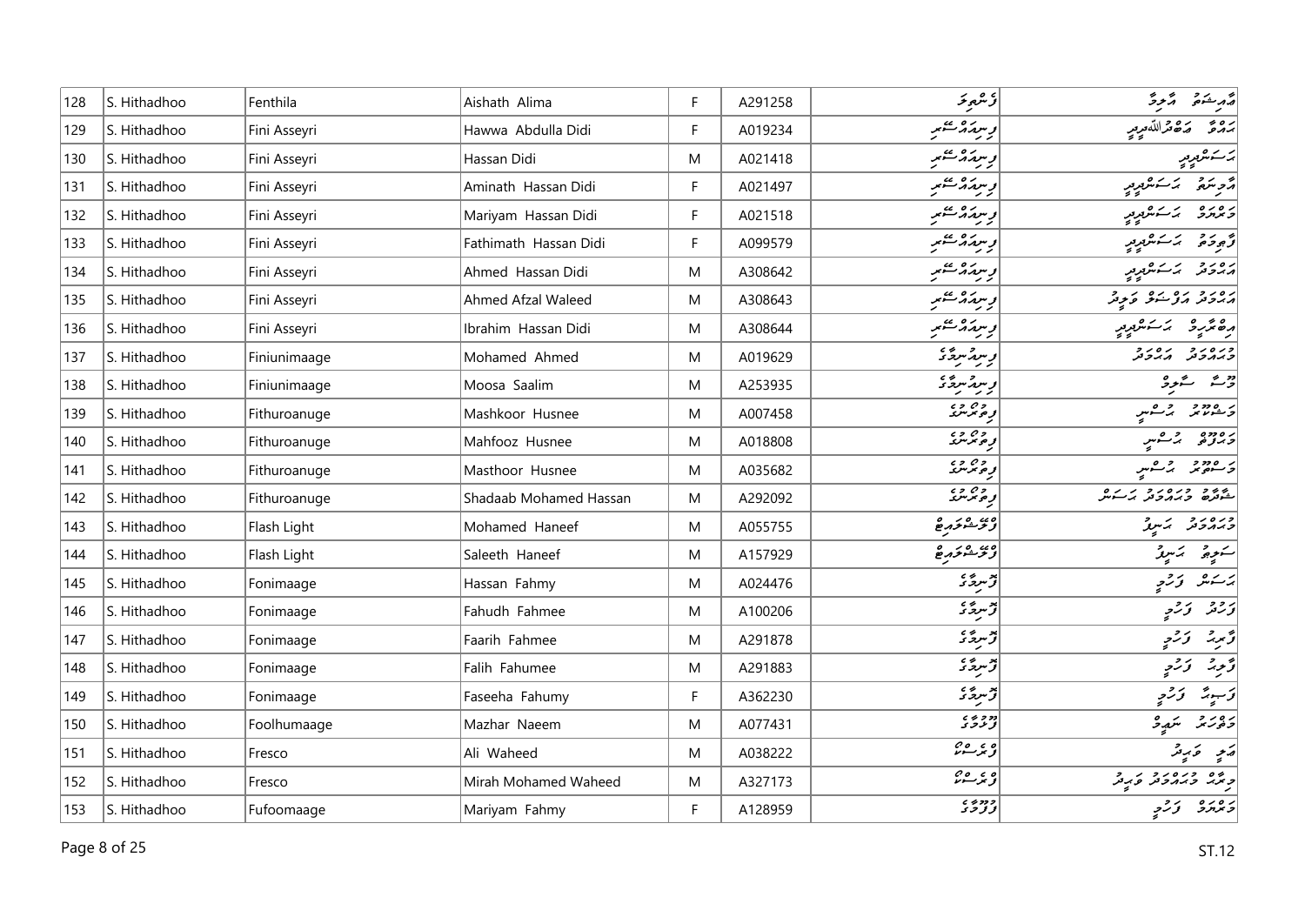| 128 | S. Hithadhoo | Fenthila | Aishath Alima | F | A291258 | وٗشْھِوَ | ޢާއިޝަތު ޢާލިމާ |
|---|---|---|---|---|---|---|---|
| 129 | S. Hithadhoo | Fini Asseyri | Hawwa Abdulla Didi | F | A019234 | ފިނިއައްސޭރި | ހައްވާ ޢަބްދުﷲދީދީ |
| 130 | S. Hithadhoo | Fini Asseyri | Hassan Didi | M | A021418 | ފިނިއައްސޭރި | ހަސަންދީދީ |
| 131 | S. Hithadhoo | Fini Asseyri | Aminath Hassan Didi | F | A021497 | ފިނިއައްސޭރި | އާމިނަތު ހަސަންދީދީ |
| 132 | S. Hithadhoo | Fini Asseyri | Mariyam Hassan Didi | F | A021518 | ފިނިއައްސޭރި | މަރިޔަމް ހަސަންދީދީ |
| 133 | S. Hithadhoo | Fini Asseyri | Fathimath Hassan Didi | F | A099579 | ފިނިއައްސޭރި | ފާތިމަތު ހަސަންދީދީ |
| 134 | S. Hithadhoo | Fini Asseyri | Ahmed Hassan Didi | M | A308642 | ފިނިއައްސޭރި | އަހްމަދު ހަސަންދީދީ |
| 135 | S. Hithadhoo | Fini Asseyri | Ahmed Afzal Waleed | M | A308643 | ފިނިއައްސޭރި | އަހްމަދު އަފްޒަލް ވަލީދު |
| 136 | S. Hithadhoo | Fini Asseyri | Ibrahim Hassan Didi | M | A308644 | ފިނިއައްސޭރި | އިބްރާހީމް ހަސަންދީދީ |
| 137 | S. Hithadhoo | Finiunimaage | Mohamed Ahmed | M | A019629 | ފިނިއުނިމާގެ | މުޙައްމަދު އަޙްމަދު |
| 138 | S. Hithadhoo | Finiunimaage | Moosa Saalim | M | A253935 | ފިނިއުނިމާގެ | މޫސާ ސާލިމް |
| 139 | S. Hithadhoo | Fithuroanuge | Mashkoor Husnee | M | A007458 | ފިތުރޯނުގެ | މަޝްކޫރު ހުސްނީ |
| 140 | S. Hithadhoo | Fithuroanuge | Mahfooz Husnee | M | A018808 | ފިތުރޯނުގެ | މަޙްފޫޒު ހުސްނީ |
| 141 | S. Hithadhoo | Fithuroanuge | Masthoor Husnee | M | A035682 | ފިތުރޯނުގެ | މަސްތޫރު ހުސްނީ |
| 142 | S. Hithadhoo | Fithuroanuge | Shadaab Mohamed Hassan | M | A292092 | ފިތުރޯނުގެ | ޝަދާބް މުޙައްމަދު ހަސަން |
| 143 | S. Hithadhoo | Flash Light | Mohamed Haneef | M | A055755 | ފްލެޝްލައިޓް | މުޙައްމަދު ހަނީފު |
| 144 | S. Hithadhoo | Flash Light | Saleeth Haneef | M | A157929 | ފްލެޝްލައިޓް | ސަލީތު ހަނީފު |
| 145 | S. Hithadhoo | Fonimaage | Hassan Fahmy | M | A024476 | ފޮނިމާގެ | ހަސަން ފަހުމީ |
| 146 | S. Hithadhoo | Fonimaage | Fahudh Fahmee | M | A100206 | ފޮނިމާގެ | ފަހުދު ފަހުމީ |
| 147 | S. Hithadhoo | Fonimaage | Faarih Fahmee | M | A291878 | ފޮނިމާގެ | ފާރިހު ފަހުމީ |
| 148 | S. Hithadhoo | Fonimaage | Falih Fahumee | M | A291883 | ފޮނިމާގެ | ފާލިހު ފަހުމީ |
| 149 | S. Hithadhoo | Fonimaage | Faseeha Fahumy | F | A362230 | ފޮނިމާގެ | ފަސީހާ ފަހުމީ |
| 150 | S. Hithadhoo | Foolhumaage | Mazhar Naeem | M | A077431 | ފޫޅުމާގެ | މަޒްހަރު ނަޢީމް |
| 151 | S. Hithadhoo | Fresco | Ali Waheed | M | A038222 | ފްރެސްކޯ | ޢަލީ ވަޙީދު |
| 152 | S. Hithadhoo | Fresco | Mirah Mohamed Waheed | M | A327173 | ފްރެސްކޯ | މިރާހް މުޙައްމަދު ވަޙީދު |
| 153 | S. Hithadhoo | Fufoomaage | Mariyam Fahmy | F | A128959 | ފުފޫމާގެ | މަރިޔަމް ފަހުމީ |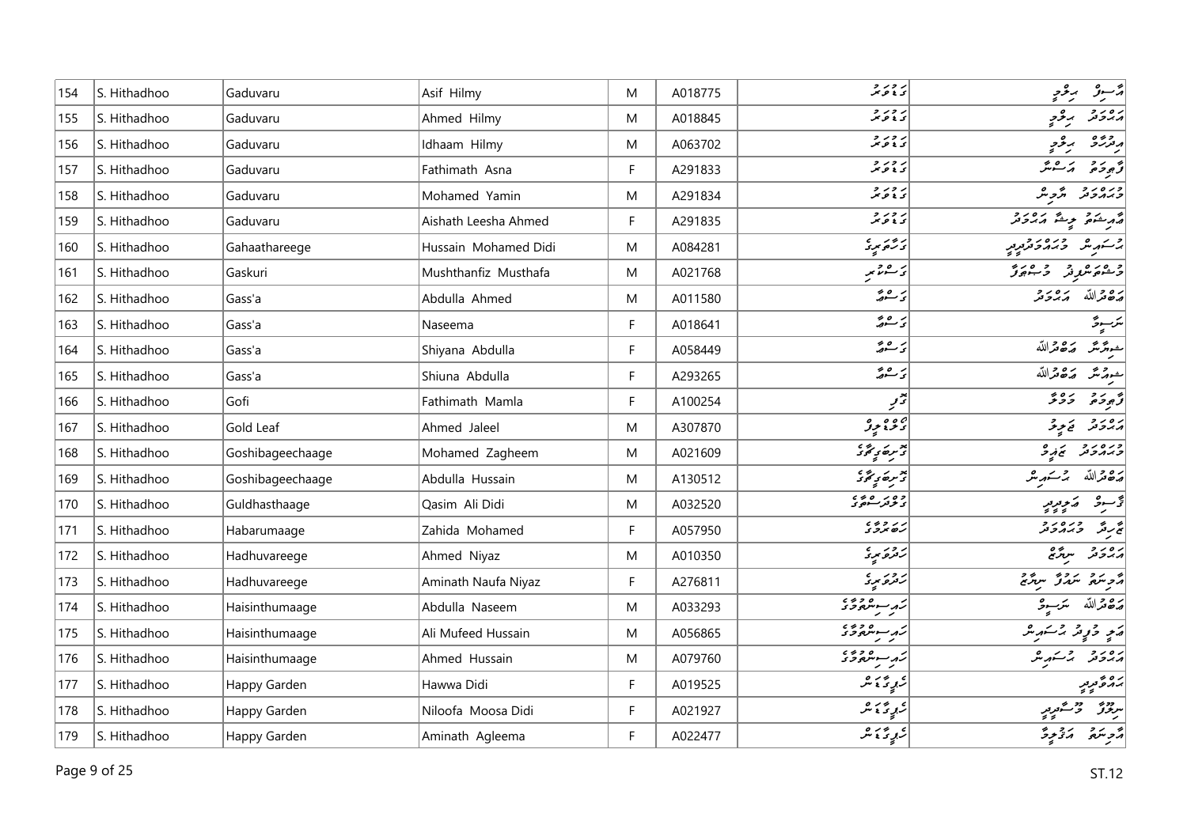| 154 | S. Hithadhoo | Gaduvaru | Asif Hilmy | M | A018775 | ގަދުވަރު | އާސިފް ހިލްމީ |
|---|---|---|---|---|---|---|---|
| 155 | S. Hithadhoo | Gaduvaru | Ahmed Hilmy | M | A018845 | ގަދުވަރު | އަޙްމަދު ހިލްމީ |
| 156 | S. Hithadhoo | Gaduvaru | Idhaam Hilmy | M | A063702 | ގަދުވަރު | އިދްހާމް ހިލްމީ |
| 157 | S. Hithadhoo | Gaduvaru | Fathimath Asna | F | A291833 | ގަދުވަރު | ފާތިމަތު އަސްނާ |
| 158 | S. Hithadhoo | Gaduvaru | Mohamed Yamin | M | A291834 | ގަދުވަރު | މުޙައްމަދު ޔާމިން |
| 159 | S. Hithadhoo | Gaduvaru | Aishath Leesha Ahmed | F | A291835 | ގަދުވަރު | އާއިޝަތު ލީޝާ އަޙްމަދު |
| 160 | S. Hithadhoo | Gahaathareege | Hussain Mohamed Didi | M | A084281 | ގަހާތަރީގެ | ޙުސައިން މުޙައްމަދުދީދީ |
| 161 | S. Hithadhoo | Gaskuri | Mushthanfiz Musthafa | M | A021768 | ގަސްކުރި | މުޝްތަންފިޒު މުސްތަފާ |
| 162 | S. Hithadhoo | Gass'a | Abdulla Ahmed | M | A011580 | ގަސްއާ | އަބްދުﷲ އަޙްމަދު |
| 163 | S. Hithadhoo | Gass'a | Naseema | F | A018641 | ގަސްއާ | ނަސީމާ |
| 164 | S. Hithadhoo | Gass'a | Shiyana Abdulla | F | A058449 | ގަސްއާ | ޝިޔާނާ އަބްދުﷲ |
| 165 | S. Hithadhoo | Gass'a | Shiuna Abdulla | F | A293265 | ގަސްއާ | ޝިއުނާ އަބްދުﷲ |
| 166 | S. Hithadhoo | Gofi | Fathimath Mamla | F | A100254 | ގޮފި | ފާތިމަތު މަމްލާ |
| 167 | S. Hithadhoo | Gold Leaf | Ahmed Jaleel | M | A307870 | ގޯލްޑްލީފް | އަޙްމަދު ޖަލީލް |
| 168 | S. Hithadhoo | Goshibageechaage | Mohamed Zagheem | M | A021609 | ގޯށިބަގީޗާގެ | މުޙައްމަދު ޒަޣީމް |
| 169 | S. Hithadhoo | Goshibageechaage | Abdulla Hussain | M | A130512 | ގޯށިބަގީޗާގެ | އަބްދުﷲ ޙުސައިން |
| 170 | S. Hithadhoo | Guldhasthaage | Qasim Ali Didi | M | A032520 | ގުލްދަސްތާގެ | ޤާސިމް އަލީދީދީ |
| 171 | S. Hithadhoo | Habarumaage | Zahida Mohamed | F | A057950 | ހަބަރުމާގެ | ޒާހިދާ މުޙައްމަދު |
| 172 | S. Hithadhoo | Hadhuvareege | Ahmed Niyaz | M | A010350 | ހަދުވަރީގެ | އަޙްމަދު ނިޔާޒް |
| 173 | S. Hithadhoo | Hadhuvareege | Aminath Naufa Niyaz | F | A276811 | ހަދުވަރީގެ | އާމިނަތު ނައުފާ ނިޔާޒް |
| 174 | S. Hithadhoo | Haisinthumaage | Abdulla Naseem | M | A033293 | ހައިސިންތުމާގެ | އަބްދުﷲ ނަސީމް |
| 175 | S. Hithadhoo | Haisinthumaage | Ali Mufeed Hussain | M | A056865 | ހައިސިންތުމާގެ | އަލީ މުފީދު ޙުސައިން |
| 176 | S. Hithadhoo | Haisinthumaage | Ahmed Hussain | M | A079760 | ހައިސިންތުމާގެ | އަޙްމަދު ޙުސައިން |
| 177 | S. Hithadhoo | Happy Garden | Hawwa Didi | F | A019525 | ހެޕީގާޑަން | ހައްވާދީދީ |
| 178 | S. Hithadhoo | Happy Garden | Niloofa Moosa Didi | F | A021927 | ހެޕީގާޑަން | ނިލޫފާ މޫސާދީދީ |
| 179 | S. Hithadhoo | Happy Garden | Aminath Agleema | F | A022477 | ހެޕީގާޑަން | އާމިނަތު އަގްލީމާ |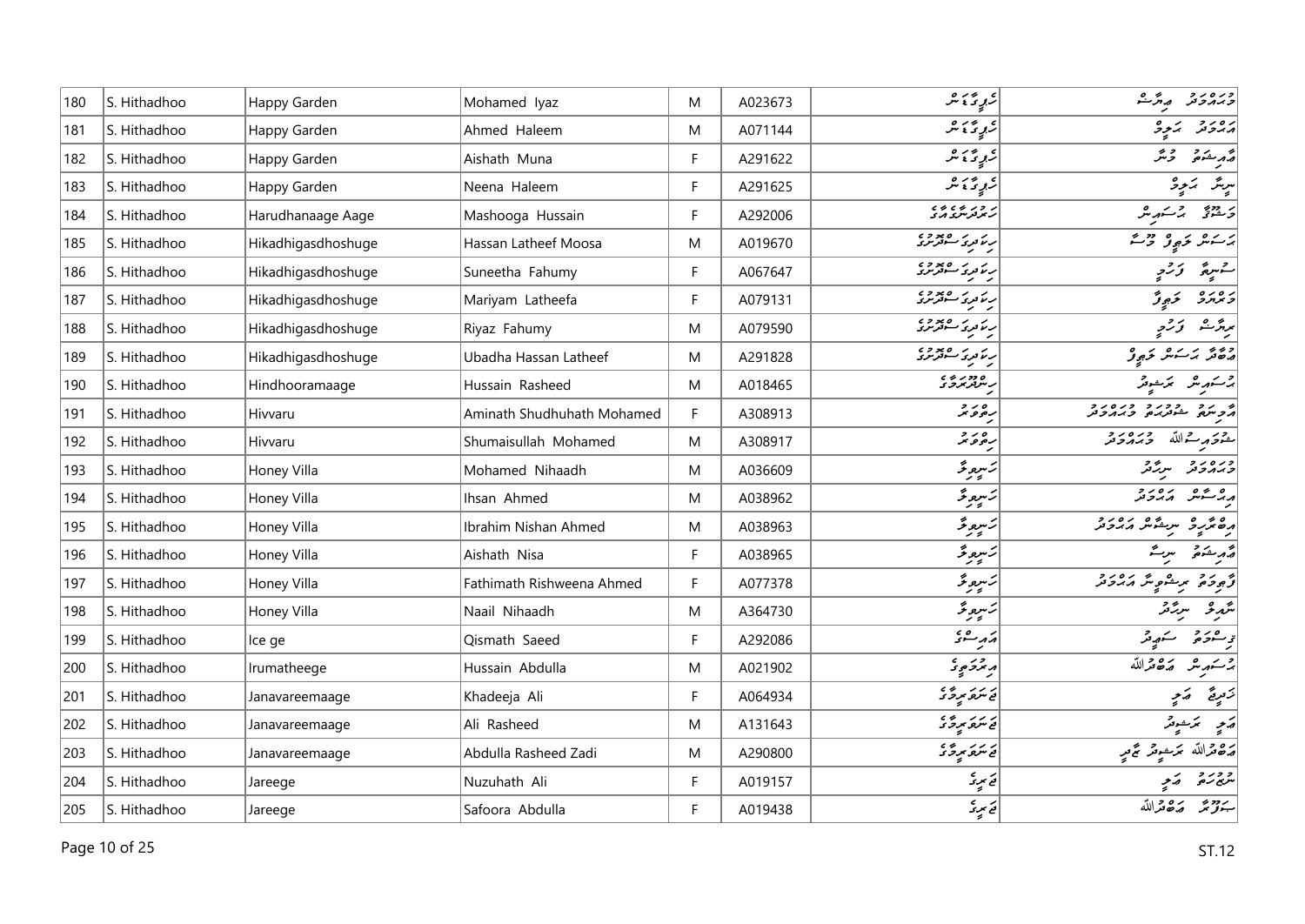| 180 | S. Hithadhoo | Happy Garden | Mohamed Iyaz | M | A023673 | ހެޕީ ގާޑަން | މުހައްމަދު އިޔާޒް |
|---|---|---|---|---|---|---|---|
| 181 | S. Hithadhoo | Happy Garden | Ahmed Haleem | M | A071144 | ހެޕީ ގާޑަން | އަހުމަދު ހަލީމް |
| 182 | S. Hithadhoo | Happy Garden | Aishath Muna | F | A291622 | ހެޕީ ގާޑަން | އާއިޝަތު މުނާ |
| 183 | S. Hithadhoo | Happy Garden | Neena Haleem | F | A291625 | ހެޕީ ގާޑަން | ނީނާ ހަލީމް |
| 184 | S. Hithadhoo | Harudhanaage Aage | Mashooga Hussain | F | A292006 | ހަރުދަނާގެއާގެ | މަޝޫގާ ހުސައިން |
| 185 | S. Hithadhoo | Hikadhigasdhoshuge | Hassan Latheef Moosa | M | A019670 | ހިކަދިގަސްދޮށުގެ | ހަސަން ލަތީފް މޫސާ |
| 186 | S. Hithadhoo | Hikadhigasdhoshuge | Suneetha Fahumy | F | A067647 | ހިކަދިގަސްދޮށުގެ | ސުނީތާ ފަހުމީ |
| 187 | S. Hithadhoo | Hikadhigasdhoshuge | Mariyam Latheefa | F | A079131 | ހިކަދިގަސްދޮށުގެ | މަރިޔަމް ލަތީފާ |
| 188 | S. Hithadhoo | Hikadhigasdhoshuge | Riyaz Fahumy | M | A079590 | ހިކަދިގަސްދޮށުގެ | ރިޔާޒް ފަހުމީ |
| 189 | S. Hithadhoo | Hikadhigasdhoshuge | Ubadha Hassan Latheef | M | A291828 | ހިކަދިގަސްދޮށުގެ | އުބާދާ ހަސަން ލަތީފް |
| 190 | S. Hithadhoo | Hindhooramaage | Hussain Rasheed | M | A018465 | ހިނދޫރަމާގެ | ހުސައިން ރަޝީދު |
| 191 | S. Hithadhoo | Hivvaru | Aminath Shudhuhath Mohamed | F | A308913 | ހިއްވަރު | އާމިނަތު ޝުދުހަތު މުހައްމަދު |
| 192 | S. Hithadhoo | Hivvaru | Shumaisullah Mohamed | M | A308917 | ހިއްވަރު | ޝުމައިސުﷲ މުހައްމަދު |
| 193 | S. Hithadhoo | Honey Villa | Mohamed Nihaadh | M | A036609 | ހަނީވިލާ | މުހައްމަދު ނިހާދު |
| 194 | S. Hithadhoo | Honey Villa | Ihsan Ahmed | M | A038962 | ހަނީވިލާ | އިހުސާން އަހުމަދު |
| 195 | S. Hithadhoo | Honey Villa | Ibrahim Nishan Ahmed | M | A038963 | ހަނީވިލާ | އިބްރާހިމް ނިޝާން އަހުމަދު |
| 196 | S. Hithadhoo | Honey Villa | Aishath Nisa | F | A038965 | ހަނީވިލާ | އާއިޝަތު ނިސާ |
| 197 | S. Hithadhoo | Honey Villa | Fathimath Rishweena Ahmed | F | A077378 | ހަނީވިލާ | ފާތިމަތު ރިޝްވީނާ އަހުމަދު |
| 198 | S. Hithadhoo | Honey Villa | Naail Nihaadh | M | A364730 | ހަނީވިލާ | ނާއިލް ނިހާދު |
| 199 | S. Hithadhoo | Ice ge | Qismath Saeed | F | A292086 | އައިސްގެ | ޤިސްމަތު ސައީދު |
| 200 | S. Hithadhoo | Irumatheege | Hussain Abdulla | M | A021902 | އިރުމަތީގެ | ހުސައިން އަބްދުﷲ |
| 201 | S. Hithadhoo | Janavareemaage | Khadeeja Ali | F | A064934 | ޖަނަވަރީމާގެ | ޚަދީޖާ އަލި |
| 202 | S. Hithadhoo | Janavareemaage | Ali Rasheed | M | A131643 | ޖަނަވަރީމާގެ | އަލި ރަޝީދު |
| 203 | S. Hithadhoo | Janavareemaage | Abdulla Rasheed Zadi | M | A290800 | ޖަނަވަރީމާގެ | އަބްދުﷲ ރަޝީދު ޒާދި |
| 204 | S. Hithadhoo | Jareege | Nuzuhath Ali | F | A019157 | ޖަރީގެ | ނުޒުހަތު އަލި |
| 205 | S. Hithadhoo | Jareege | Safoora Abdulla | F | A019438 | ޖަރީގެ | ސަފޫރާ އަބްދުﷲ |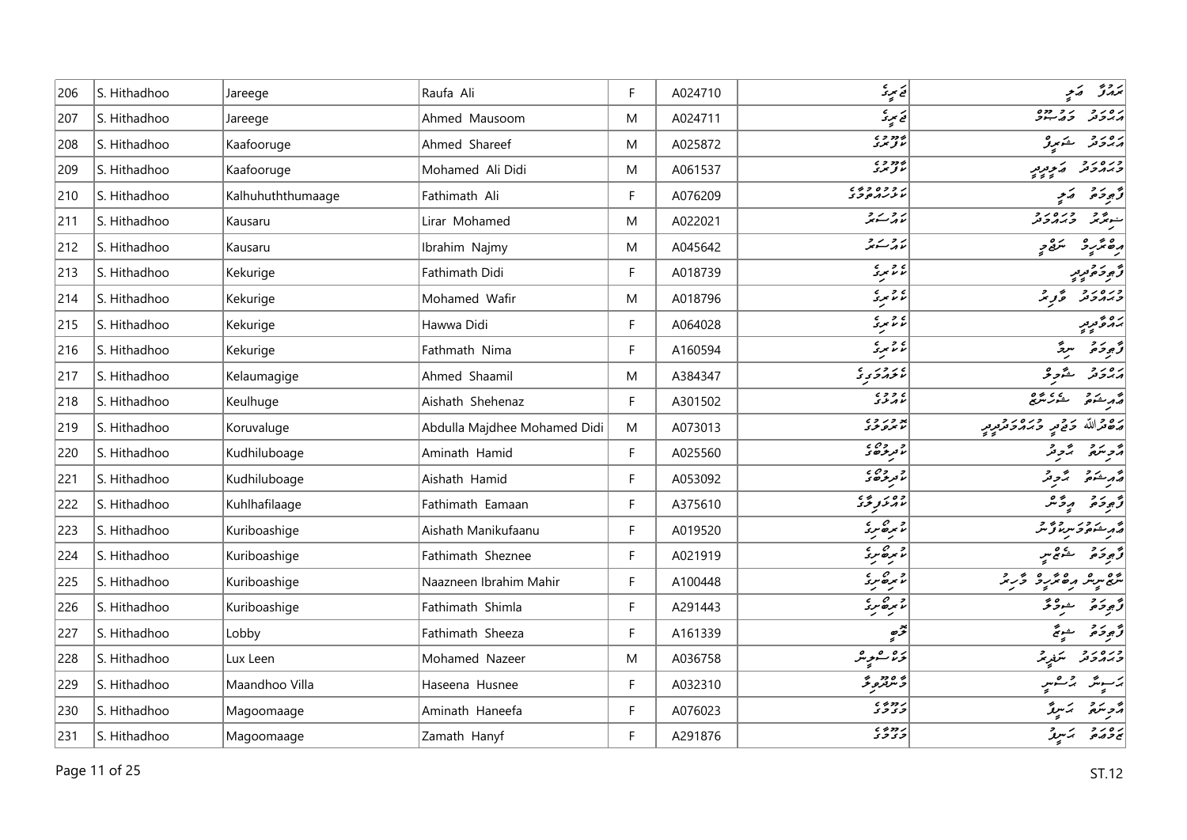| 206 | S. Hithadhoo | Jareege | Raufa Ali | F | A024710 | ڄަރީގެ | ރައުފާ އަލި |
|---|---|---|---|---|---|---|---|
| 207 | S. Hithadhoo | Jareege | Ahmed Mausoom | M | A024711 | ڄަރީގެ | އަޙްމަދު މައުޞޫމް |
| 208 | S. Hithadhoo | Kaafooruge | Ahmed Shareef | M | A025872 | ކާފޫރުގެ | އަޙްމަދު ޝަރީފް |
| 209 | S. Hithadhoo | Kaafooruge | Mohamed Ali Didi | M | A061537 | ކާފޫރުގެ | މުޙައްމަދު އަލިދީދީ |
| 210 | S. Hithadhoo | Kalhuhuththumaage | Fathimath Ali | F | A076209 | ކަޅުހުއްތުމާގެ | ފާތިމަތު އަލި |
| 211 | S. Hithadhoo | Kausaru | Lirar Mohamed | M | A022021 | ކައުސަރު | ލިރާރު މުޙައްމަދު |
| 212 | S. Hithadhoo | Kausaru | Ibrahim Najmy | M | A045642 | ކައުސަރު | އިބްރާހީމް ނަޖްމީ |
| 213 | S. Hithadhoo | Kekurige | Fathimath Didi | F | A018739 | ކެކުރިގެ | ފާތިމަތުދީދީ |
| 214 | S. Hithadhoo | Kekurige | Mohamed Wafir | M | A018796 | ކެކުރިގެ | މުޙައްމަދު ވާފިރު |
| 215 | S. Hithadhoo | Kekurige | Hawwa Didi | F | A064028 | ކެކުރިގެ | ހައްވާދީދީ |
| 216 | S. Hithadhoo | Kekurige | Fathmath Nima | F | A160594 | ކެކުރިގެ | ފާތިމަތު ނިމާ |
| 217 | S. Hithadhoo | Kelaumagige | Ahmed Shaamil | M | A384347 | ކެލައުމަގިގެ | އަޙްމަދު ޝާމިލް |
| 218 | S. Hithadhoo | Keulhuge | Aishath Shehenaz | F | A301502 | ކެއުޅުގެ | އައިޝަތު ޝެހެނާޒް |
| 219 | S. Hithadhoo | Koruvaluge | Abdulla Majdhee Mohamed Didi | M | A073013 | ކޮރުވަލުގެ | އަބްދުﷲ މަޖްދީ މުޙައްމަދުދީދީ |
| 220 | S. Hithadhoo | Kudhiluboage | Aminath Hamid | F | A025560 | ކުދިލުބޯގެ | އާމިނަތު ހާމިދު |
| 221 | S. Hithadhoo | Kudhiluboage | Aishath Hamid | F | A053092 | ކުދިލުބޯގެ | އައިޝަތު ހާމިދު |
| 222 | S. Hithadhoo | Kuhlhafilaage | Fathimath Eamaan | F | A375610 | ކުޅަފިލާގެ | ފާތިމަތު އީމާން |
| 223 | S. Hithadhoo | Kuriboashige | Aishath Manikufaanu | F | A019520 | ކުރިބޯށިގެ | އައިޝަތުމަނިކުފާނު |
| 224 | S. Hithadhoo | Kuriboashige | Fathimath Sheznee | F | A021919 | ކުރިބޯށިގެ | ފާތިމަތު ޝެޒްނީ |
| 225 | S. Hithadhoo | Kuriboashige | Naazneen Ibrahim Mahir | F | A100448 | ކުރިބޯށިގެ | ނާޒްނީން އިބްރާހީމް މާހިރު |
| 226 | S. Hithadhoo | Kuriboashige | Fathimath Shimla | F | A291443 | ކުރިބޯށިގެ | ފާތިމަތު ޝިމްލާ |
| 227 | S. Hithadhoo | Lobby | Fathimath Sheeza | F | A161339 | ލޮބީ | ފާތިމަތު ޝީޒާ |
| 228 | S. Hithadhoo | Lux Leen | Mohamed Nazeer | M | A036758 | ލަކްސްލީން | މުޙައްމަދު ނަޒީރު |
| 229 | S. Hithadhoo | Maandhoo Villa | Haseena Husnee | F | A032310 | މާންދޫވިލާ | ހަސީނާ ހުސްނީ |
| 230 | S. Hithadhoo | Magoomaage | Aminath Haneefa | F | A076023 | މަގޫމާގެ | އާމިނަތު ހަނީފާ |
| 231 | S. Hithadhoo | Magoomaage | Zamath Hanyf | F | A291876 | މަގޫމާގެ | ޒަމްއަތު ހަނީފު |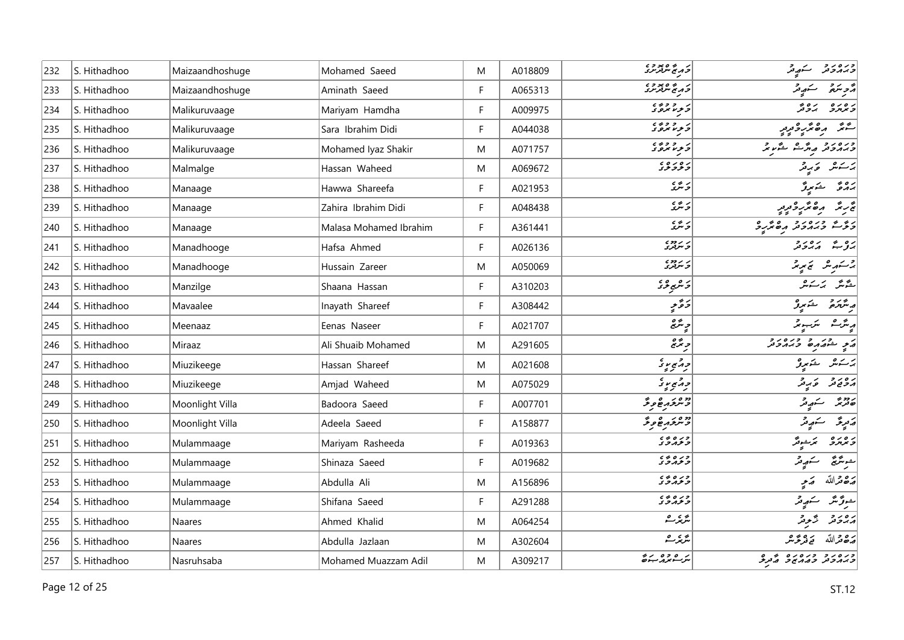| 232 | S. Hithadhoo | Maizaandhoshuge | Mohamed Saeed | M | A018809 | ގަމައިޒާންދޯށުގެ | މުޙައްމަދު ސަޢީދު |
|---|---|---|---|---|---|---|---|
| 233 | S. Hithadhoo | Maizaandhoshuge | Aminath Saeed | F | A065313 | ގަމައިޒާންދޯށުގެ | އާމިނަތު ސަޢީދު |
| 234 | S. Hithadhoo | Malikuruvaage | Mariyam Hamdha | F | A009975 | މަލިކުރުވާގެ | މަރިޔަމް ހަމްދާ |
| 235 | S. Hithadhoo | Malikuruvaage | Sara Ibrahim Didi | F | A044038 | މަލިކުރުވާގެ | ސާރާ އިބްރާހީމްދީދީ |
| 236 | S. Hithadhoo | Malikuruvaage | Mohamed Iyaz Shakir | M | A071757 | މަލިކުރުވާގެ | މުޙައްމަދު އިޔާޒް ޝާކިރު |
| 237 | S. Hithadhoo | Malmalge | Hassan Waheed | M | A069672 | މަލްމަލްގެ | ހަސަން ވަޙީދު |
| 238 | S. Hithadhoo | Manaage | Hawwa Shareefa | F | A021953 | މަނާގެ | ހައްވާ ޝަރީފާ |
| 239 | S. Hithadhoo | Manaage | Zahira Ibrahim Didi | F | A048438 | މަނާގެ | ޒާހިރާ އިބްރާހީމްދީދީ |
| 240 | S. Hithadhoo | Manaage | Malasa Mohamed Ibrahim | F | A361441 | މަނާގެ | މަލާސާ މުޙައްމަދު އިބްރާހީމް |
| 241 | S. Hithadhoo | Manadhooge | Hafsa Ahmed | F | A026136 | މަނަދޫގެ | ހަފްސާ އަޙްމަދު |
| 242 | S. Hithadhoo | Manadhooge | Hussain Zareer | M | A050069 | މަނަދޫގެ | ހުސައިން ޒަރީރު |
| 243 | S. Hithadhoo | Manzilge | Shaana Hassan | F | A310203 | މަންޒިލްގެ | ޝާނާ ހަސަން |
| 244 | S. Hithadhoo | Mavaalee | Inayath Shareef | F | A308442 | މަވާލީ | އިނާޔަތު ޝަރީފު |
| 245 | S. Hithadhoo | Meenaaz | Eenas Naseer | F | A021707 | މީނާޒް | އީނާސް ނަސީރު |
| 246 | S. Hithadhoo | Miraaz | Ali Shuaib Mohamed | M | A291605 | މިރާޒް | އަލި ޝުޢައިބް މުޙައްމަދު |
| 247 | S. Hithadhoo | Miuzikeege | Hassan Shareef | M | A021608 | މިއުޒިކީގެ | ހަސަން ޝަރީފު |
| 248 | S. Hithadhoo | Miuzikeege | Amjad Waheed | M | A075029 | މިއުޒިކީގެ | އަމްޖަދު ވަޙީދު |
| 249 | S. Hithadhoo | Moonlight Villa | Badoora Saeed | F | A007701 | މޫންލައިޓްވިލާ | ބަދޫރާ ސަޢީދު |
| 250 | S. Hithadhoo | Moonlight Villa | Adeela Saeed | F | A158877 | މޫންލައިޓްވިލާ | އަދީލާ ސަޢީދު |
| 251 | S. Hithadhoo | Mulammaage | Mariyam Rasheeda | F | A019363 | މުލައްމާގެ | މަރިޔަމް ރަޝީދާ |
| 252 | S. Hithadhoo | Mulammaage | Shinaza Saeed | F | A019682 | މުލައްމާގެ | ޝިނާޒާ ސަޢީދު |
| 253 | S. Hithadhoo | Mulammaage | Abdulla Ali | M | A156896 | މުލައްމާގެ | އަބްދުﷲ އަލި |
| 254 | S. Hithadhoo | Mulammaage | Shifana Saeed | F | A291288 | މުލައްމާގެ | ޝިފާނާ ސަޢީދު |
| 255 | S. Hithadhoo | Naares | Ahmed Khalid | M | A064254 | ނާރެސް | އަޙްމަދު ހާލިދު |
| 256 | S. Hithadhoo | Naares | Abdulla Jazlaan | M | A302604 | ނާރެސް | އަބްދުﷲ ޖަޒްލާން |
| 257 | S. Hithadhoo | Nasruhsaba | Mohamed Muazzam Adil | M | A309217 | ނަސްރުހްސަބާ | މުޙައްމަދު މުޢައްޒަމް އާދިލް |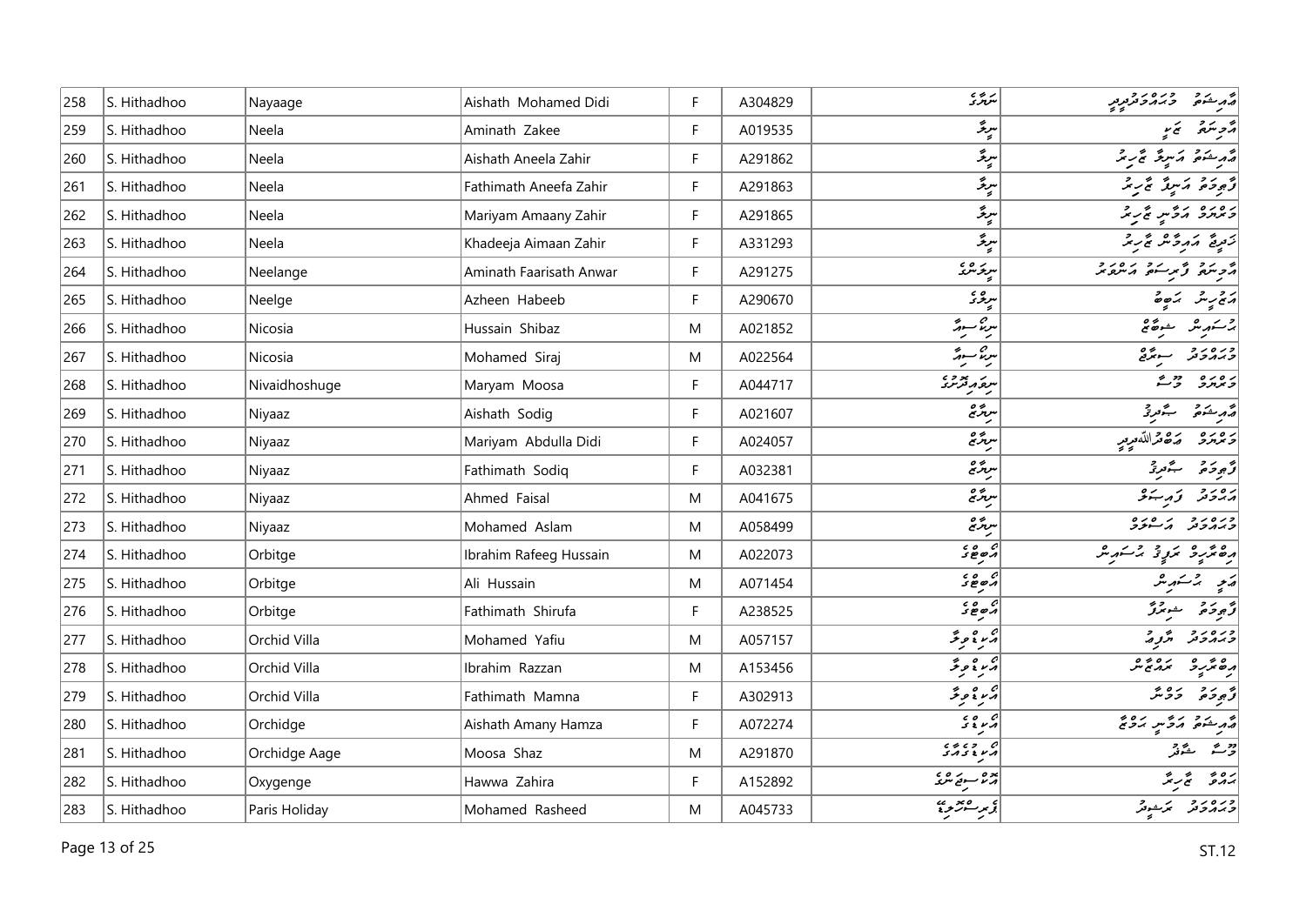| 258 | S. Hithadhoo | Nayaage | Aishath Mohamed Didi | F | A304829 | ސަޔާގެ | އައިޝަތު މުޙައްމަދުދީދީ |
|---|---|---|---|---|---|---|---|
| 259 | S. Hithadhoo | Neela | Aminath Zakee | F | A019535 | ނީލާ | އާމިނަތު ޒަކީ |
| 260 | S. Hithadhoo | Neela | Aishath Aneela Zahir | F | A291862 | ނީލާ | އައިޝަތު އަނީލާ ޒާހިރު |
| 261 | S. Hithadhoo | Neela | Fathimath Aneefa Zahir | F | A291863 | ނީލާ | ފާތިމަތު އަނީފާ ޒާހިރު |
| 262 | S. Hithadhoo | Neela | Mariyam Amaany Zahir | F | A291865 | ނީލާ | މަރިޔަމް އަމާނީ ޒާހިރު |
| 263 | S. Hithadhoo | Neela | Khadeeja Aimaan Zahir | F | A331293 | ނީލާ | ޚަދީޖާ އައިމާން ޒާހިރު |
| 264 | S. Hithadhoo | Neelange | Aminath Faarisath Anwar | F | A291275 | ނީލަންގެ | އާމިނަތު ފާރިސަތު އަންވަރު |
| 265 | S. Hithadhoo | Neelge | Azheen Habeeb | F | A290670 | ނީލްގެ | އަޒްހީން ހަބީބު |
| 266 | S. Hithadhoo | Nicosia | Hussain Shibaz | M | A021852 | ނިކޯސިއާ | ހުސައިން ޝިބާޒު |
| 267 | S. Hithadhoo | Nicosia | Mohamed Siraj | M | A022564 | ނިކޯސިއާ | މުޙައްމަދު ސިރާޖު |
| 268 | S. Hithadhoo | Nivaidhoshuge | Maryam Moosa | F | A044717 | ނިވައިދޮށުގެ | މަރްޔަމް މޫސާ |
| 269 | S. Hithadhoo | Niyaaz | Aishath Sodig | F | A021607 | ނިޔާޒް | އައިޝަތު ޞާދިޤު |
| 270 | S. Hithadhoo | Niyaaz | Mariyam Abdulla Didi | F | A024057 | ނިޔާޒް | މަރިޔަމް އަބްދުﷲދީދީ |
| 271 | S. Hithadhoo | Niyaaz | Fathimath Sodiq | F | A032381 | ނިޔާޒް | ފާތިމަތު ޞާދިޤު |
| 272 | S. Hithadhoo | Niyaaz | Ahmed Faisal | M | A041675 | ނިޔާޒް | އަޙްމަދު ފައިސަލް |
| 273 | S. Hithadhoo | Niyaaz | Mohamed Aslam | M | A058499 | ނިޔާޒް | މުޙައްމަދު އަސްލަމް |
| 274 | S. Hithadhoo | Orbitge | Ibrahim Rafeeg Hussain | M | A022073 | އޯބިޓްގެ | އިބްރާހީމް ރަފީޤު ހުސައިން |
| 275 | S. Hithadhoo | Orbitge | Ali Hussain | M | A071454 | އޯބިޓްގެ | އަލި ހުސައިން |
| 276 | S. Hithadhoo | Orbitge | Fathimath Shirufa | F | A238525 | އޯބިޓްގެ | ފާތިމަތު ޝިރުފާ |
| 277 | S. Hithadhoo | Orchid Villa | Mohamed Yafiu | M | A057157 | އޯކިޑްވިލާ | މުޙައްމަދު ޔާފިއު |
| 278 | S. Hithadhoo | Orchid Villa | Ibrahim Razzan | M | A153456 | އޯކިޑްވިލާ | އިބްރާހީމް ރައްޒާން |
| 279 | S. Hithadhoo | Orchid Villa | Fathimath Mamna | F | A302913 | އޯކިޑްވިލާ | ފާތިމަތު މަމްނާ |
| 280 | S. Hithadhoo | Orchidge | Aishath Amany Hamza | F | A072274 | އޯކިޑްގެ | އައިޝަތު އަމާނީ ހަމްޒާ |
| 281 | S. Hithadhoo | Orchidge Aage | Moosa Shaz | M | A291870 | އޯކިޑްގެއާގެ | މޫސާ ޝާޒު |
| 282 | S. Hithadhoo | Oxygenge | Hawwa Zahira | F | A152892 | އޮކްސިޖަންގެ | ހައްވާ ޒާހިރާ |
| 283 | S. Hithadhoo | Paris Holiday | Mohamed Rasheed | M | A045733 | ޕެރިސްހޮލިޑޭ | މުޙައްމަދު ރަޝީދު |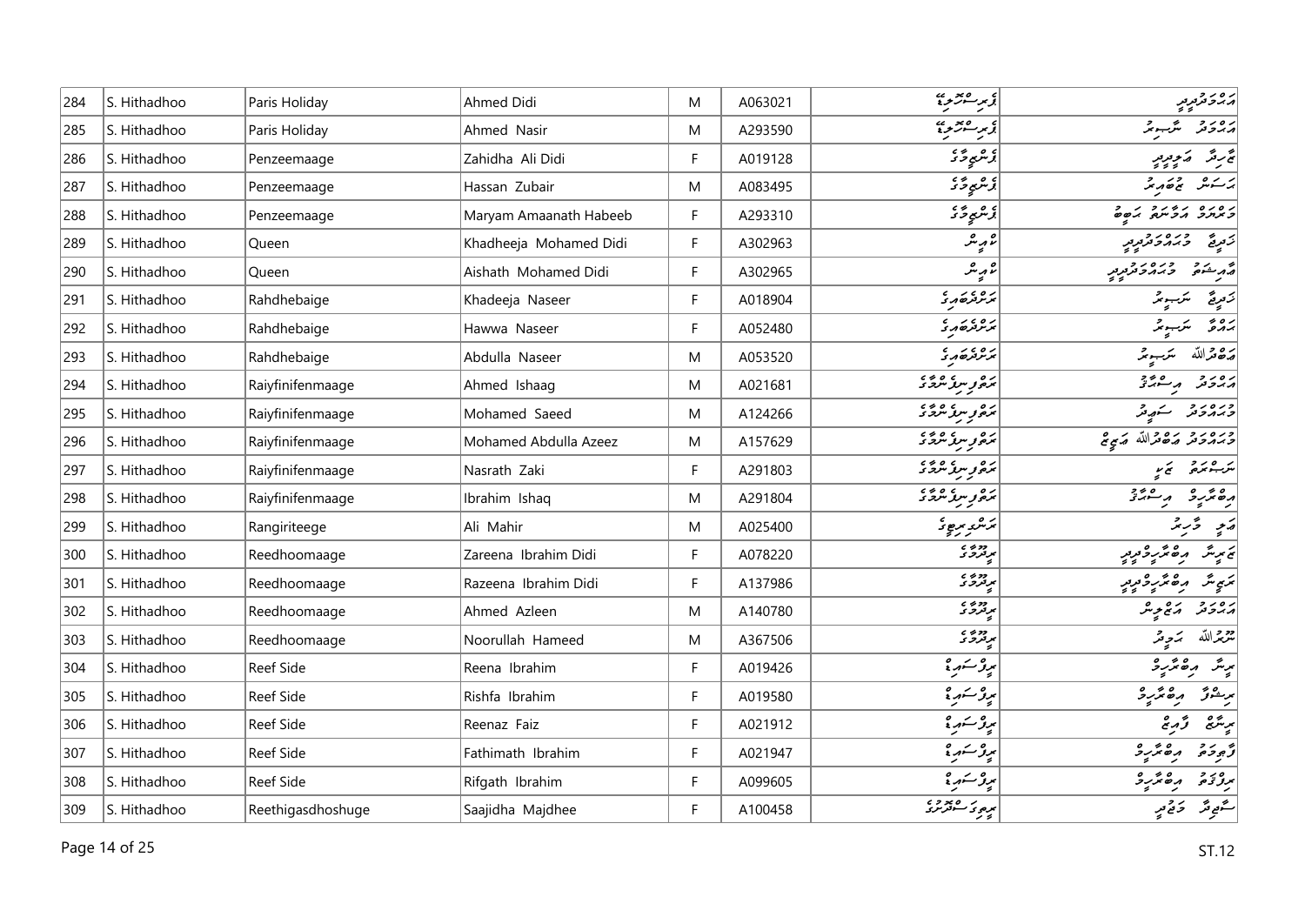| 284 | S. Hithadhoo | Paris Holiday | Ahmed Didi | M | A063021 | پُرِسْهޮލިޑޭ | އަޙްމަދު ދީދީ |
|---|---|---|---|---|---|---|---|
| 285 | S. Hithadhoo | Paris Holiday | Ahmed Nasir | M | A293590 | ޕެރިސްހޮލިޑޭ | އަޙްމަދު ނާޞިރު |
| 286 | S. Hithadhoo | Penzeemaage | Zahidha Ali Didi | F | A019128 | ޕެންޒީމާގެ | ޒާހިދާ އަލީދީދީ |
| 287 | S. Hithadhoo | Penzeemaage | Hassan Zubair | M | A083495 | ޕެންޒީމާގެ | ހަސަން ޒުބައިރު |
| 288 | S. Hithadhoo | Penzeemaage | Maryam Amaanath Habeeb | F | A293310 | ޕެންޒީމާގެ | މަރްޔަމް އަމާނަތު ހަބީބު |
| 289 | S. Hithadhoo | Queen | Khadheeja Mohamed Didi | F | A302963 | ކުއީން | ޚަދީޖާ މުޙައްމަދުދީދީ |
| 290 | S. Hithadhoo | Queen | Aishath Mohamed Didi | F | A302965 | ކުއީން | އާއިޝަތު މުޙައްމަދުދީދީ |
| 291 | S. Hithadhoo | Rahdhebaige | Khadeeja Naseer | F | A018904 | ރަށްދެބައިގެ | ޚަދީޖާ ނަސީރު |
| 292 | S. Hithadhoo | Rahdhebaige | Hawwa Naseer | F | A052480 | ރަށްދެބައިގެ | ހައްވާ ނަސީރު |
| 293 | S. Hithadhoo | Rahdhebaige | Abdulla Naseer | M | A053520 | ރަށްދެބައިގެ | އަބްދުﷲ ނަސީރު |
| 294 | S. Hithadhoo | Raiyfinifenmaage | Ahmed Ishaag | M | A021681 | ރައްފިނިފެންމާގެ | އަޙްމަދު އިސްޙާޤު |
| 295 | S. Hithadhoo | Raiyfinifenmaage | Mohamed Saeed | M | A124266 | ރައްފިނިފެންމާގެ | މުޙައްމަދު ސައީދު |
| 296 | S. Hithadhoo | Raiyfinifenmaage | Mohamed Abdulla Azeez | M | A157629 | ރައްފިނިފެންމާގެ | މުޙައްމަދު އަބްދުﷲ އަޒީޒު |
| 297 | S. Hithadhoo | Raiyfinifenmaage | Nasrath Zaki | F | A291803 | ރައްފިނިފެންމާގެ | ނަޞްރަތު ޒަކީ |
| 298 | S. Hithadhoo | Raiyfinifenmaage | Ibrahim Ishaq | M | A291804 | ރައްފިނިފެންމާގެ | އިބްރާހީމް އިސްޙާޤު |
| 299 | S. Hithadhoo | Rangiriteege | Ali Mahir | M | A025400 | ރަންގިރިޓީގެ | އަލީ މާހިރު |
| 300 | S. Hithadhoo | Reedhoomaage | Zareena Ibrahim Didi | F | A078220 | ރީދޫމާގެ | ޒަރީނާ އިބްރާހީމްދީދީ |
| 301 | S. Hithadhoo | Reedhoomaage | Razeena Ibrahim Didi | F | A137986 | ރީދޫމާގެ | ރަޒީނާ އިބްރާހީމްދީދީ |
| 302 | S. Hithadhoo | Reedhoomaage | Ahmed Azleen | M | A140780 | ރީދޫމާގެ | އަޙްމަދު އަޒްލީން |
| 303 | S. Hithadhoo | Reedhoomaage | Noorullah Hameed | M | A367506 | ރީދޫމާގެ | ނޫރުﷲ ހަމީދު |
| 304 | S. Hithadhoo | Reef Side | Reena Ibrahim | F | A019426 | ރީފްސައިޑް | ރީނާ އިބްރާހީމް |
| 305 | S. Hithadhoo | Reef Side | Rishfa Ibrahim | F | A019580 | ރީފްސައިޑް | ރިޝްފާ އިބްރާހީމް |
| 306 | S. Hithadhoo | Reef Side | Reenaz Faiz | F | A021912 | ރީފްސައިޑް | ރީނާޒް ފާއިޒު |
| 307 | S. Hithadhoo | Reef Side | Fathimath Ibrahim | F | A021947 | ރީފްސައިޑް | ފާޠިމަތު އިބްރާހީމް |
| 308 | S. Hithadhoo | Reef Side | Rifgath Ibrahim | F | A099605 | ރީފްސައިޑް | ރިފްގަތު އިބްރާހީމް |
| 309 | S. Hithadhoo | Reethigasdhoshuge | Saajidha Majdhee | F | A100458 | ރީތިގަސްދޮށުގެ | ސާޖިދާ މަޖްދީ |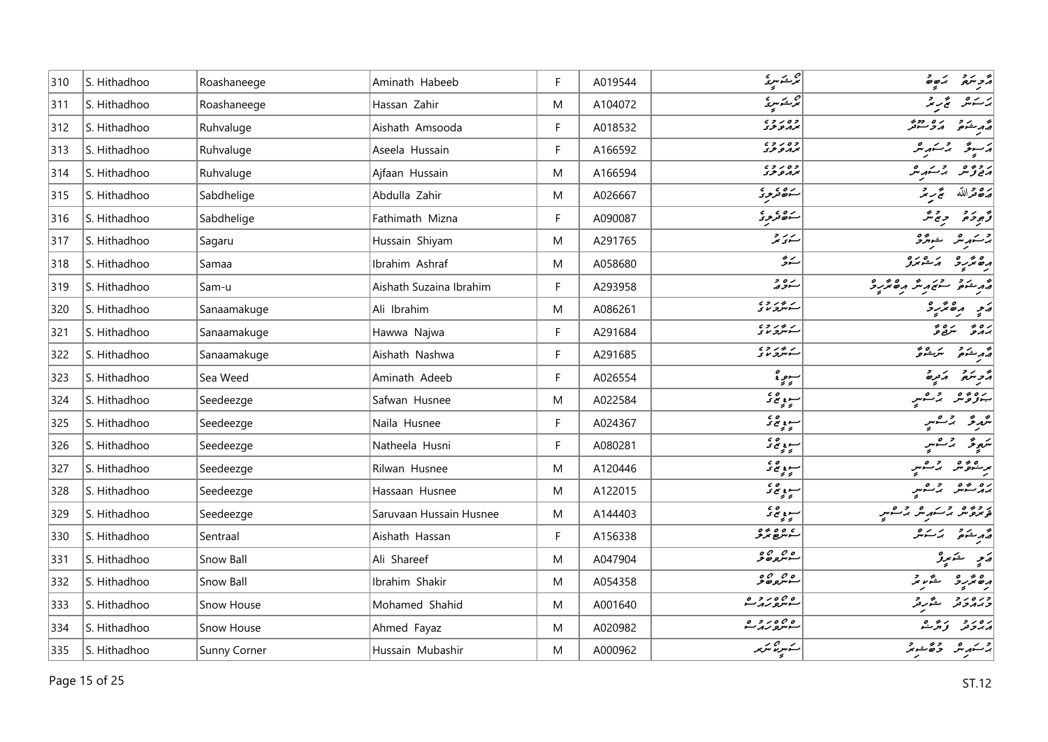| 310 | S. Hithadhoo | Roashaneege | Aminath Habeeb | F | A019544 | ޗރޝަނީގެ | އާމިނަތު ހަބީބު |
|---|---|---|---|---|---|---|---|
| 311 | S. Hithadhoo | Roashaneege | Hassan Zahir | M | A104072 | ރޯޝަނީގެ | ހަސަން ޒާހިރު |
| 312 | S. Hithadhoo | Ruhvaluge | Aishath Amsooda | F | A018532 | ރުއްވަލުގެ | އާއިޝަތު އަމްސޫދާ |
| 313 | S. Hithadhoo | Ruhvaluge | Aseela Hussain | F | A166592 | ރުއްވަލުގެ | އަސީލާ ހުސައިން |
| 314 | S. Hithadhoo | Ruhvaluge | Ajfaan Hussain | M | A166594 | ރުއްވަލުގެ | އަޖްފާން ހުސައިން |
| 315 | S. Hithadhoo | Sabdhelige | Abdulla Zahir | M | A026667 | ސަބްދެލިގެ | އަބްދުﷲ ޒާހިރު |
| 316 | S. Hithadhoo | Sabdhelige | Fathimath Mizna | F | A090087 | ސަބްދެލިގެ | ފާތިމަތު މިޒްނާ |
| 317 | S. Hithadhoo | Sagaru | Hussain Shiyam | M | A291765 | ސަގަރު | ހުސައިން ޝިޔާމް |
| 318 | S. Hithadhoo | Samaa | Ibrahim Ashraf | M | A058680 | ސަމާ | އިބްރާހީމް އަޝްރަފް |
| 319 | S. Hithadhoo | Sam-u | Aishath Suzaina Ibrahim | F | A293958 | ސަމްއު | އާއިޝަތު ސުޒައިނާ އިބްރާހީމް |
| 320 | S. Hithadhoo | Sanaamakuge | Ali Ibrahim | M | A086261 | ސަނާމަކުގެ | އަލި އިބްރާހީމް |
| 321 | S. Hithadhoo | Sanaamakuge | Hawwa Najwa | F | A291684 | ސަނާމަކުގެ | ހައްވާ ނަޖްވާ |
| 322 | S. Hithadhoo | Sanaamakuge | Aishath Nashwa | F | A291685 | ސަނާމަކުގެ | އާއިޝަތު ނަޝްވާ |
| 323 | S. Hithadhoo | Sea Weed | Aminath Adeeb | F | A026554 | ސީވީޑް | އާމިނަތު އަދީބު |
| 324 | S. Hithadhoo | Seedeezge | Safwan Husnee | M | A022584 | ސީޑީޒްގެ | ސަފްވާން ހުސްނީ |
| 325 | S. Hithadhoo | Seedeezge | Naila Husnee | F | A024367 | ސީޑީޒްގެ | ނާއިލާ ހުސްނީ |
| 326 | S. Hithadhoo | Seedeezge | Natheela Husni | F | A080281 | ސީޑީޒްގެ | ނަތީލާ ހުސްނީ |
| 327 | S. Hithadhoo | Seedeezge | Rilwan Husnee | M | A120446 | ސީޑީޒްގެ | ރިލްވާން ހުސްނީ |
| 328 | S. Hithadhoo | Seedeezge | Hassaan Husnee | M | A122015 | ސީޑީޒްގެ | ހައްސާން ހުސްނީ |
| 329 | S. Hithadhoo | Seedeezge | Saruvaan Hussain Husnee | M | A144403 | ސީޑީޒްގެ | ސަރުވާން ހުސައިން ހުސްނީ |
| 330 | S. Hithadhoo | Sentraal | Aishath Hassan | F | A156338 | ސެންޓްރަލް | އާއިޝަތު ހަސަން |
| 331 | S. Hithadhoo | Snow Ball | Ali Shareef | M | A047904 | ސްނޯބޯލް | އަލި ޝަރީފު |
| 332 | S. Hithadhoo | Snow Ball | Ibrahim Shakir | M | A054358 | ސްނޯބޯލް | އިބްރާހީމް ޝާކިރު |
| 333 | S. Hithadhoo | Snow House | Mohamed Shahid | M | A001640 | ސްނޯހައުސް | މުހައްމަދު ޝާހިދު |
| 334 | S. Hithadhoo | Snow House | Ahmed Fayaz | M | A020982 | ސްނޯހައުސް | އަހްމަދު ފަޔާޒް |
| 335 | S. Hithadhoo | Sunny Corner | Hussain Mubashir | M | A000962 | ސަނީކޯނަރ | ހުސައިން މުބާޝިރު |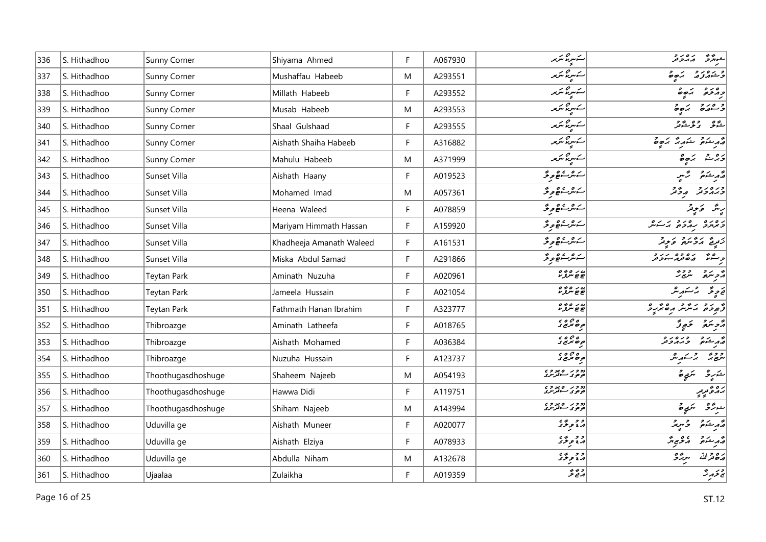| 336 | S. Hithadhoo | Sunny Corner | Shiyama Ahmed | F | A067930 | سَسِرِ؟ سَرَ | شِدَّدَّ مَرْدَدَرْ |
|---|---|---|---|---|---|---|---|
| 337 | S. Hithadhoo | Sunny Corner | Mushaffau Habeeb | M | A293551 | سَسِرِ؟ سَرَ | وُشَرْدَوْرُ بَرَصِ صَّ |
| 338 | S. Hithadhoo | Sunny Corner | Millath Habeeb | F | A293552 | سَسِرِ؟ سَرَ | وِرْدَرَدُ بَرَصِ صَّ |
| 339 | S. Hithadhoo | Sunny Corner | Musab Habeeb | M | A293553 | سَسِرِ؟ سَرَ | وُسْرَصُ بَرَصِ صَّ |
| 340 | S. Hithadhoo | Sunny Corner | Shaal Gulshaad | F | A293555 | سَسِرِ؟ سَرَ | شَّرْ وُرْشَّرُ |
| 341 | S. Hithadhoo | Sunny Corner | Aishath Shaiha Habeeb | F | A316882 | سَسِرِ؟ سَرَ | مَّرِسْتَمُ سْتَرِدُّ بَرَصِ صَّ |
| 342 | S. Hithadhoo | Sunny Corner | Mahulu Habeeb | M | A371999 | سَسِرِ؟ سَرَ | دَرْسْ بَرَصِ صَّ |
| 343 | S. Hithadhoo | Sunset Villa | Aishath Haany | F | A019523 | سَسْرِسِعْوِ قَّ | مَّرِسْتَمُ رَّسِ |
| 344 | S. Hithadhoo | Sunset Villa | Mohamed Imad | M | A057361 | سَسْرِسِعْوِ قَّ | وَرَرْدَرْ مِدَّتْرُ |
| 345 | S. Hithadhoo | Sunset Villa | Heena Waleed | F | A078859 | سَسْرِسِعْوِ قَّ | رِسَّ وَرِدْ |
| 346 | S. Hithadhoo | Sunset Villa | Mariyam Himmath Hassan | F | A159920 | سَسْرِسِعْوِ قَّ | وَرْمَرْدَ رِمْدَدَ بَرَسَسْ |
| 347 | S. Hithadhoo | Sunset Villa | Khadheeja Amanath Waleed | F | A161531 | سَسْرِسِعْوِ قَّ | رَمِرِجَّ مَرَّسَرَّ وَرِدْ |
| 348 | S. Hithadhoo | Sunset Villa | Miska Abdul Samad | F | A291866 | سَسْرِسِعْوِ قَّ | وِسْتَّ مَدْتَرْهِ سَرَدَرْ |
| 349 | S. Hithadhoo | Teytan Park | Aminath Nuzuha | F | A020961 | ءِءِسَرْرُ | مُّحِسَرُّ سْرِيْرَ |
| 350 | S. Hithadhoo | Teytan Park | Jameela Hussain | F | A021054 | ءِءِسَرْرُ | يَحِجَّ بَرْسَرِسْ |
| 351 | S. Hithadhoo | Teytan Park | Fathmath Hanan Ibrahim | F | A323777 | ءِءِسَرْرُ | تَّجِرَمُ بَرَسَرْ مِصْرَّبِرْ |
| 352 | S. Hithadhoo | Thibroazge | Aminath Latheefa | F | A018765 | ءِصِسْرِيَ | مُّحِسَرُّ خَرِوِرُ |
| 353 | S. Hithadhoo | Thibroazge | Aishath Mohamed | F | A036384 | ءِصِسْرِيَ | مَّرِسْتَمُ وَرَرْدَرْ |
| 354 | S. Hithadhoo | Thibroazge | Nuzuha Hussain | F | A123737 | ءِصِسْرِيَ | سْرِيْرَ بَرْسَرِسْ |
| 355 | S. Hithadhoo | Thoothugasdhoshuge | Shaheem Najeeb | M | A054193 | وْوْرَسْتَرْسْرَ | شَرِرْ سَرِيَّ |
| 356 | S. Hithadhoo | Thoothugasdhoshuge | Hawwa Didi | F | A119751 | وْوْرَسْتَرْسْرَ | بَرْدَّتُرِتُرِ |
| 357 | S. Hithadhoo | Thoothugasdhoshuge | Shiham Najeeb | M | A143994 | وْوْرَسْتَرْسْرَ | شِرَّرْ سَرِيَّ |
| 358 | S. Hithadhoo | Uduvilla ge | Aishath Muneer | F | A020077 | مْدْوِرَّيَ | مَّرِسْتَمُ وُسِرْ |
| 359 | S. Hithadhoo | Uduvilla ge | Aishath Elziya | F | A078933 | مْدْوِرَّيَ | مَّرِسْتَمُ مُرْجِيَّ |
| 360 | S. Hithadhoo | Uduvilla ge | Abdulla Niham | M | A132678 | مْدْوِرَّيَ | مَصْتَرُاللّهُ سِرَّرْ |
| 361 | S. Hithadhoo | Ujaalaa | Zulaikha | F | A019359 | مْجَّرَّ | جْوَرِتَّ |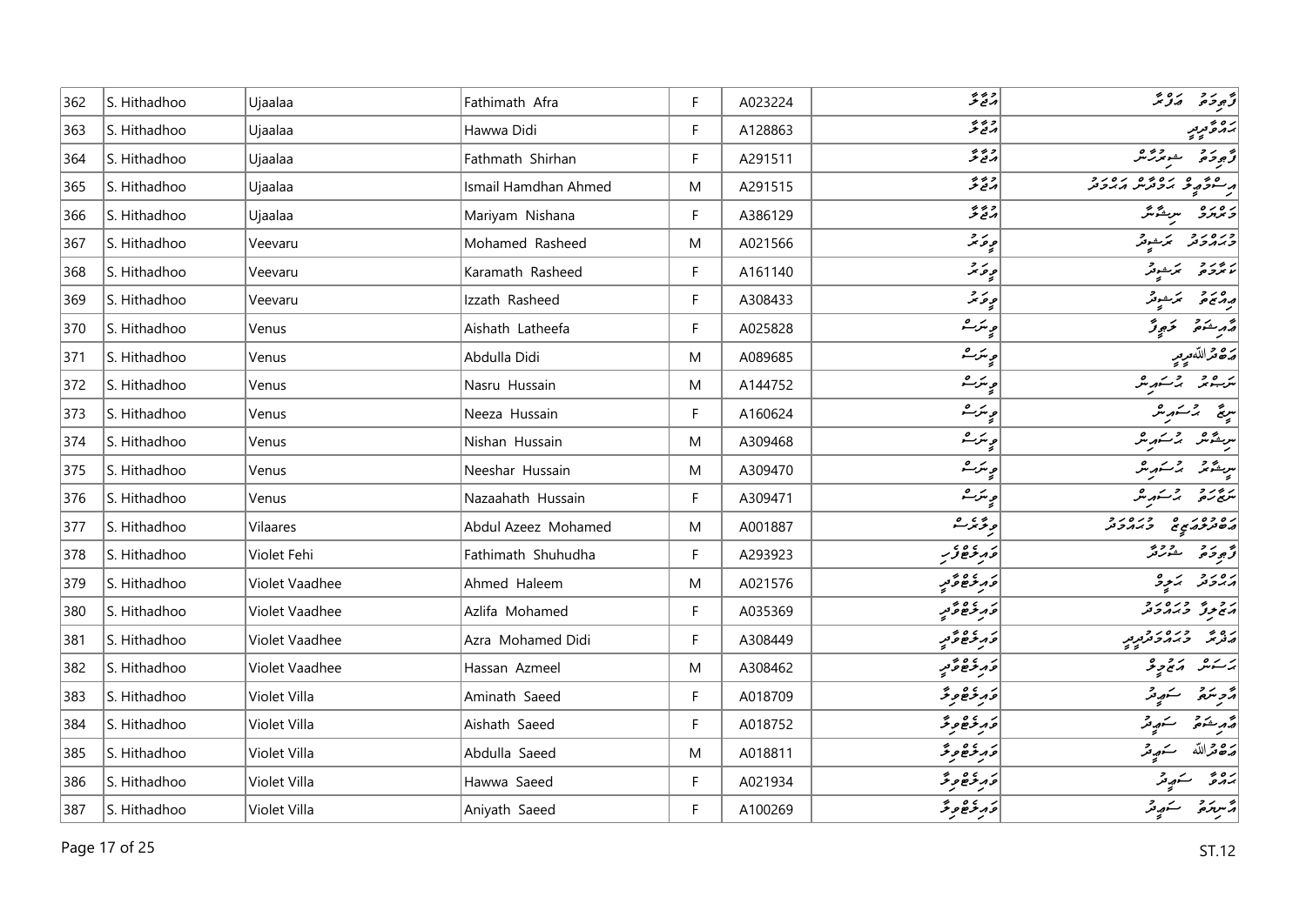| 362 | S. Hithadhoo | Ujaalaa | Fathimath Afra | F | A023224 | ުޖާލާ | ފާތިމަތު އަފްރާ |
|---|---|---|---|---|---|---|---|
| 363 | S. Hithadhoo | Ujaalaa | Hawwa Didi | F | A128863 | ުޖާލާ | ހައްވާދީދީ |
| 364 | S. Hithadhoo | Ujaalaa | Fathmath Shirhan | F | A291511 | ުޖާލާ | ފާތިމަތު ޝިރުހާން |
| 365 | S. Hithadhoo | Ujaalaa | Ismail Hamdhan Ahmed | M | A291515 | ުޖާލާ | އިސްމާއީލް ހަމްދާން އަހުމަދު |
| 366 | S. Hithadhoo | Ujaalaa | Mariyam Nishana | F | A386129 | ުޖާލާ | މަރިޔަމް ނިޝާނާ |
| 367 | S. Hithadhoo | Veevaru | Mohamed Rasheed | M | A021566 | ވީވަރު | މުހައްމަދު ރަޝީދު |
| 368 | S. Hithadhoo | Veevaru | Karamath Rasheed | F | A161140 | ވީވަރު | ކަރާމަތު ރަޝީދު |
| 369 | S. Hithadhoo | Veevaru | Izzath Rasheed | F | A308433 | ވީވަރު | އިއްޒަތު ރަޝީދު |
| 370 | S. Hithadhoo | Venus | Aishath Latheefa | F | A025828 | ވީނަސް | އާއިޝަތު ލަތީފާ |
| 371 | S. Hithadhoo | Venus | Abdulla Didi | M | A089685 | ވީނަސް | އަބްދުﷲދީދީ |
| 372 | S. Hithadhoo | Venus | Nasru Hussain | M | A144752 | ވީނަސް | ނަސްރު ހުސައިން |
| 373 | S. Hithadhoo | Venus | Neeza Hussain | F | A160624 | ވީނަސް | ނީޒާ ހުސައިން |
| 374 | S. Hithadhoo | Venus | Nishan Hussain | M | A309468 | ވީނަސް | ނިޝާން ހުސައިން |
| 375 | S. Hithadhoo | Venus | Neeshar Hussain | M | A309470 | ވީނަސް | ނީޝާރު ހުސައިން |
| 376 | S. Hithadhoo | Venus | Nazaahath Hussain | F | A309471 | ވީނަސް | ނަޒާހަތު ހުސައިން |
| 377 | S. Hithadhoo | Vilaares | Abdul Azeez Mohamed | M | A001887 | ވިލާރެސް | އަބްދުލްއަޒީޒު މުހައްމަދު |
| 378 | S. Hithadhoo | Violet Fehi | Fathimath Shuhudha | F | A293923 | ވައިލެޓްފެހި | ފާތިމަތު ޝުހުދާ |
| 379 | S. Hithadhoo | Violet Vaadhee | Ahmed Haleem | M | A021576 | ވައިލެޓްވާދީ | އަހުމަދު ހަލީމު |
| 380 | S. Hithadhoo | Violet Vaadhee | Azlifa Mohamed | F | A035369 | ވައިލެޓްވާދީ | އަޒްލިފާ މުހައްމަދު |
| 381 | S. Hithadhoo | Violet Vaadhee | Azra Mohamed Didi | F | A308449 | ވައިލެޓްވާދީ | އަޒްރާ މުހައްމަދުދީދީ |
| 382 | S. Hithadhoo | Violet Vaadhee | Hassan Azmeel | M | A308462 | ވައިލެޓްވާދީ | ހަސަން އަޒްމީލް |
| 383 | S. Hithadhoo | Violet Villa | Aminath Saeed | F | A018709 | ވައިލެޓްވިލާ | އާމިނަތު ސައީދު |
| 384 | S. Hithadhoo | Violet Villa | Aishath Saeed | F | A018752 | ވައިލެޓްވިލާ | އާއިޝަތު ސައީދު |
| 385 | S. Hithadhoo | Violet Villa | Abdulla Saeed | M | A018811 | ވައިލެޓްވިލާ | އަބްދުﷲ ސައީދު |
| 386 | S. Hithadhoo | Violet Villa | Hawwa Saeed | F | A021934 | ވައިލެޓްވިލާ | ހައްވާ ސައީދު |
| 387 | S. Hithadhoo | Violet Villa | Aniyath Saeed | F | A100269 | ވައިލެޓްވިލާ | އަނިޔަތު ސައީދު |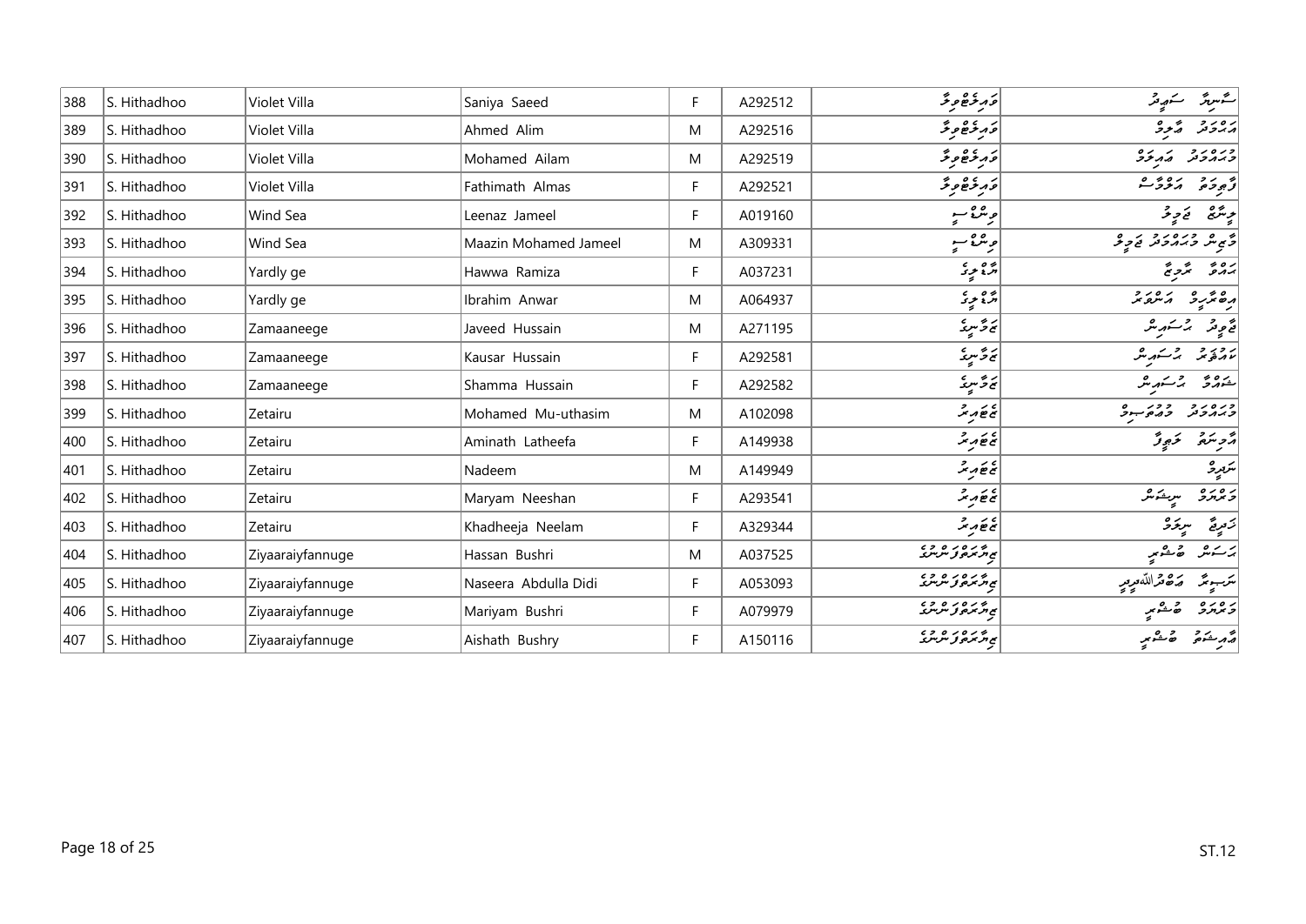| 388 | S. Hithadhoo | Violet Villa | Saniya Saeed | F | A292512 | ﺋަިއލެޓްވިލާ | ސާނިޔާ ސައީދު |
|---|---|---|---|---|---|---|---|
| 389 | S. Hithadhoo | Violet Villa | Ahmed Alim | M | A292516 | ވައިލެޓްވިލާ | އަޙްމަދު ޢާލިމް |
| 390 | S. Hithadhoo | Violet Villa | Mohamed Ailam | M | A292519 | ވައިލެޓްވިލާ | މުޙައްމަދު އައިލަމް |
| 391 | S. Hithadhoo | Violet Villa | Fathimath Almas | F | A292521 | ވައިލެޓްވިލާ | ފާތިމަތު އަލްމާސް |
| 392 | S. Hithadhoo | Wind Sea | Leenaz Jameel | F | A019160 | ވިންޑްސީ | ލީނާޒް ޖަމީލް |
| 393 | S. Hithadhoo | Wind Sea | Maazin Mohamed Jameel | M | A309331 | ވިންޑްސީ | މާޒިން މުޙައްމަދު ޖަމީލް |
| 394 | S. Hithadhoo | Yardly ge | Hawwa Ramiza | F | A037231 | ޔާޑްލީގެ | ޙައްވާ ރާމިޒާ |
| 395 | S. Hithadhoo | Yardly ge | Ibrahim Anwar | M | A064937 | ޔާޑްލީގެ | އިބްރާހީމް އަންވަރު |
| 396 | S. Hithadhoo | Zamaaneege | Javeed Hussain | M | A271195 | ޒަމާނީގެ | ޖާވީދު ހުސައިން |
| 397 | S. Hithadhoo | Zamaaneege | Kausar Hussain | F | A292581 | ޒަމާނީގެ | ކައުސަރު ހުސައިން |
| 398 | S. Hithadhoo | Zamaaneege | Shamma Hussain | F | A292582 | ޒަމާނީގެ | ޝައްމާ ހުސައިން |
| 399 | S. Hithadhoo | Zetairu | Mohamed Mu-uthasim | M | A102098 | ޒެޓައިރު | މުޙައްމަދު މުޢުތަޞިމް |
| 400 | S. Hithadhoo | Zetairu | Aminath Latheefa | F | A149938 | ޒެޓައިރު | އާމިނަތު ލަޠީފާ |
| 401 | S. Hithadhoo | Zetairu | Nadeem | M | A149949 | ޒެޓައިރު | ނަދީމް |
| 402 | S. Hithadhoo | Zetairu | Maryam Neeshan | F | A293541 | ޒެޓައިރު | މަރްޔަމް ނީޝާން |
| 403 | S. Hithadhoo | Zetairu | Khadheeja Neelam | F | A329344 | ޒެޓައިރު | ޚަދީޖާ ނީލަމް |
| 404 | S. Hithadhoo | Ziyaaraiyfannuge | Hassan Bushri | M | A037525 | ޒިޔާރައިފަންނުގެ | ޙަސަން ބުޝްރީ |
| 405 | S. Hithadhoo | Ziyaaraiyfannuge | Naseera Abdulla Didi | F | A053093 | ޒިޔާރައިފަންނުގެ | ނަސީރާ އަބްދުﷲދީދީ |
| 406 | S. Hithadhoo | Ziyaaraiyfannuge | Mariyam Bushri | F | A079979 | ޒިޔާރައިފަންނުގެ | މަރިޔަމް ބުޝްރީ |
| 407 | S. Hithadhoo | Ziyaaraiyfannuge | Aishath Bushry | F | A150116 | ޒިޔާރައިފަންނުގެ | އާއިޝަތު ބުޝްރީ |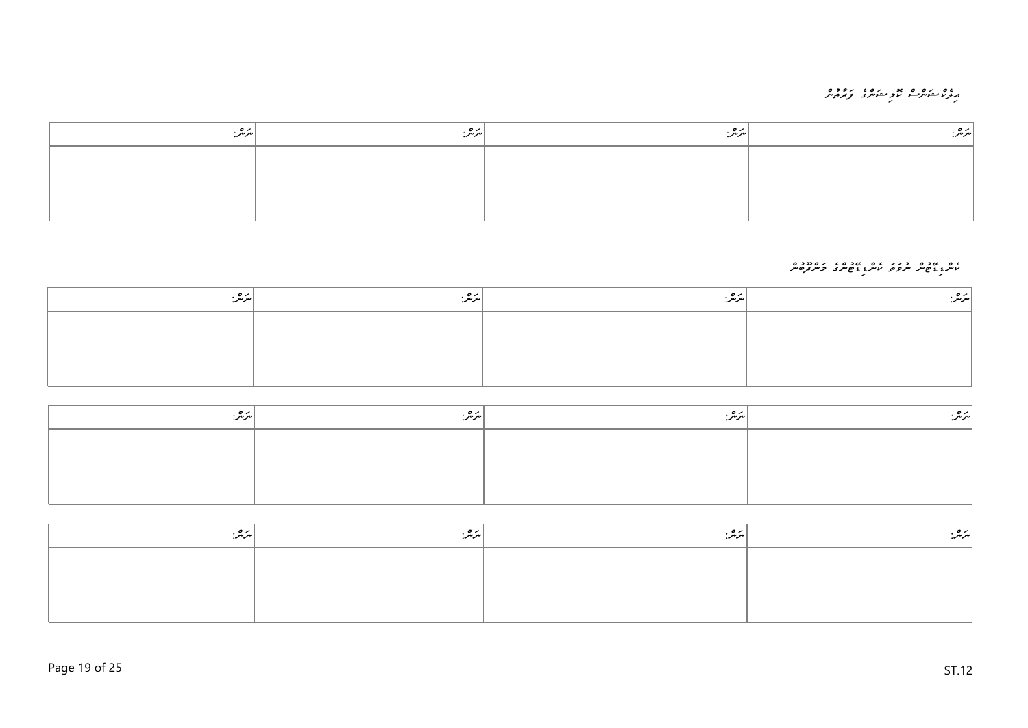# ދިވެހިރާއްޖޭގެ ވޯޓަރުން

| ނަންބަރު: | ނަން: | ދާއިރާ: | ރަށް: |
|---|---|---|---|
| | | | |

## ބަލަހައްޓާ ފަރާތްތަކުގެ ނަންތައް

| ނަންބަރު: | ނަން: | ދާއިރާ: | ރަށް: |
|---|---|---|---|
| | | | |

| ނަންބަރު: | ނަން: | ދާއިރާ: | ރަށް: |
|---|---|---|---|
| | | | |

| ނަންބަރު: | ނަން: | ދާއިރާ: | ރަށް: |
|---|---|---|---|
| | | | |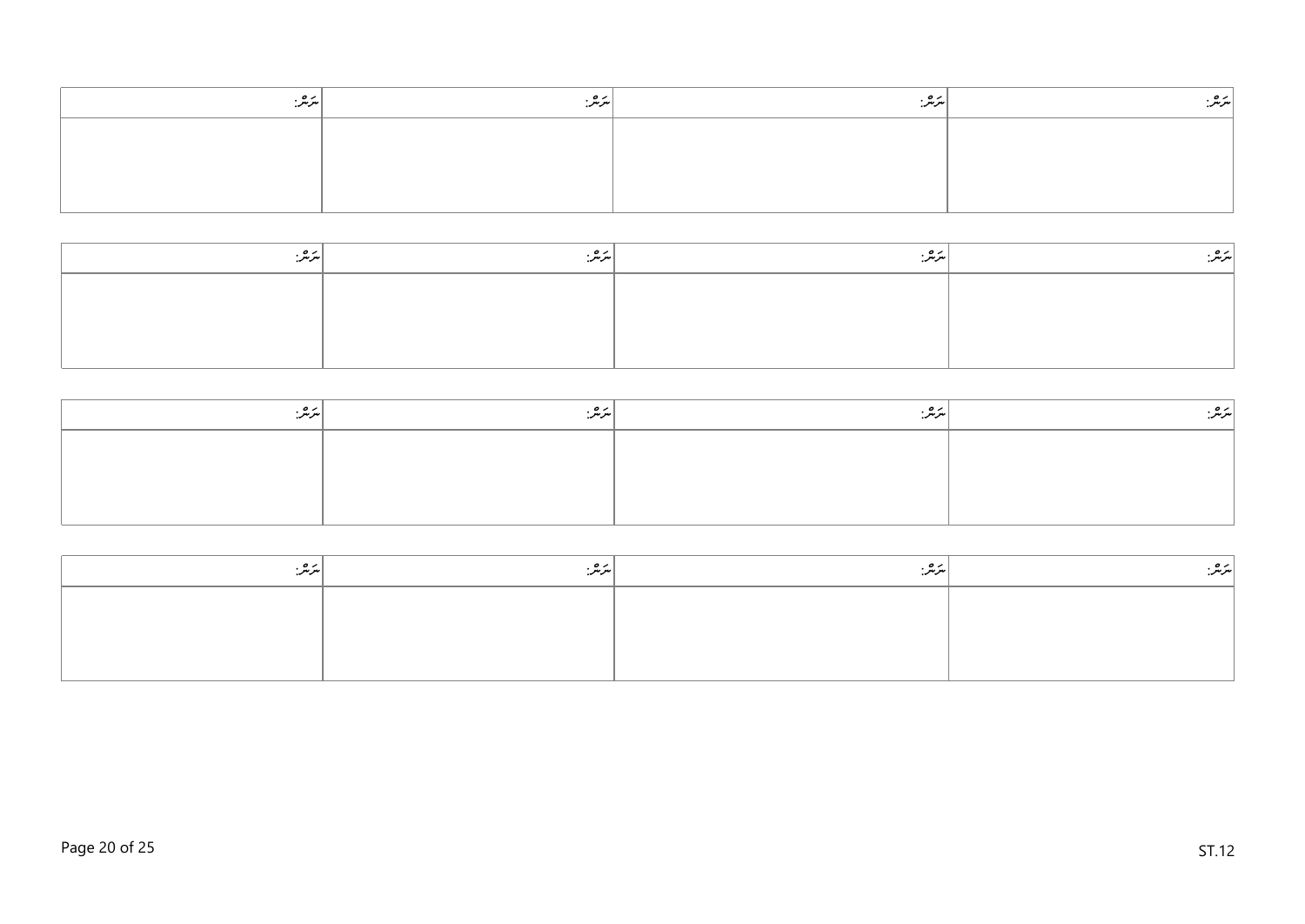| ޖަހާ: | ޖަހާ: | ޖަހާ: | ޖަހާ: |
|---|---|---|---|
| | | | |

| ޖަހާ: | ޖަހާ: | ޖަހާ: | ޖަހާ: |
|---|---|---|---|
| | | | |

| ޖަހާ: | ޖަހާ: | ޖަހާ: | ޖަހާ: |
|---|---|---|---|
| | | | |

| ޖަހާ: | ޖަހާ: | ޖަހާ: | ޖަހާ: |
|---|---|---|---|
| | | | |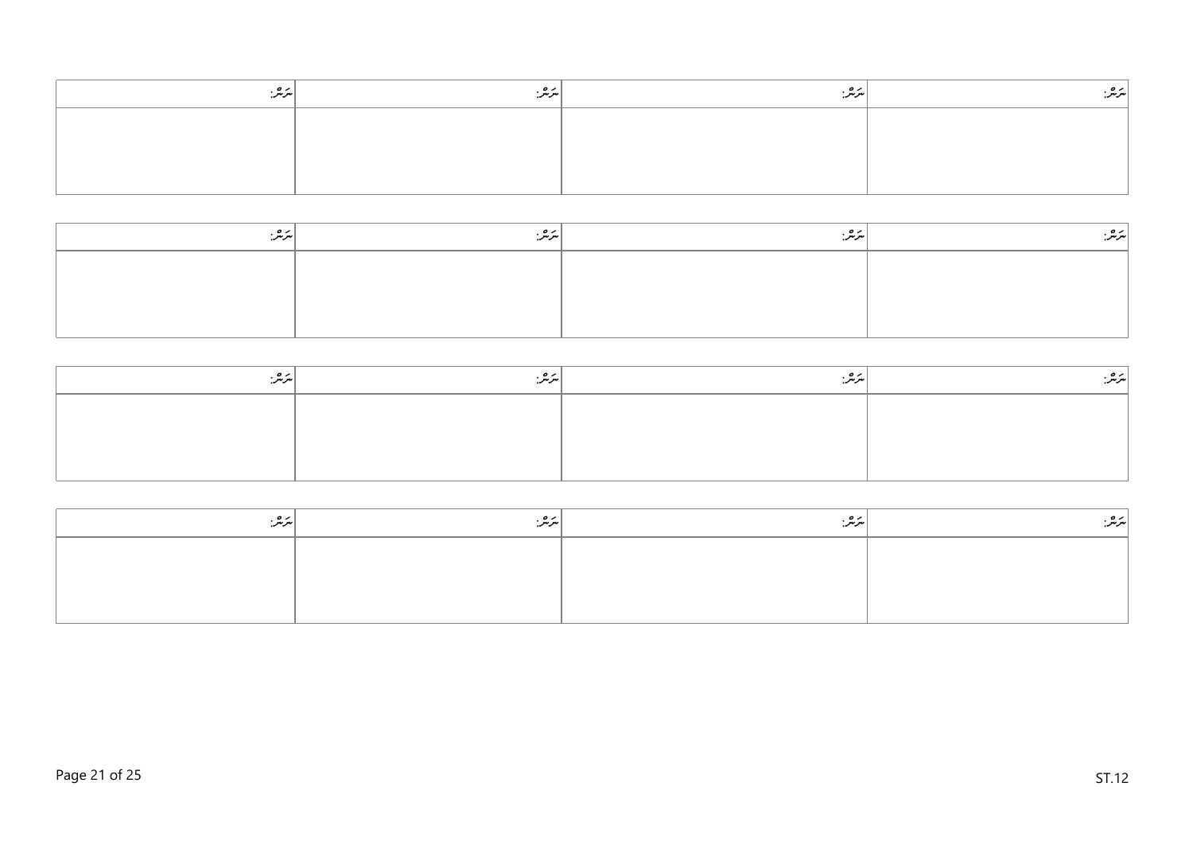| ނަންބަރު: | ނަންބަރު: | ނަންބަރު: | ނަންބަރު: |
| --- | --- | --- | --- |
| | | | |

| ނަންބަރު: | ނަންބަރު: | ނަންބަރު: | ނަންބަރު: |
| --- | --- | --- | --- |
| | | | |

| ނަންބަރު: | ނަންބަރު: | ނަންބަރު: | ނަންބަރު: |
| --- | --- | --- | --- |
| | | | |

| ނަންބަރު: | ނަންބަރު: | ނަންބަރު: | ނަންބަރު: |
| --- | --- | --- | --- |
| | | | |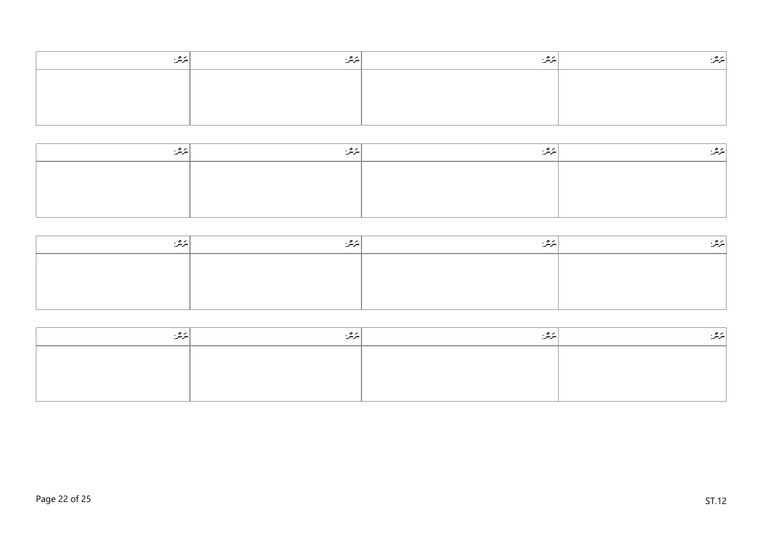| ނަތީޖާ: | ނަތީޖާ: | ނަތީޖާ: | ނަތީޖާ: |
|---|---|---|---|
| | | | |

| ނަތީޖާ: | ނަތީޖާ: | ނަތީޖާ: | ނަތީޖާ: |
|---|---|---|---|
| | | | |

| ނަތީޖާ: | ނަތީޖާ: | ނަތީޖާ: | ނަތީޖާ: |
|---|---|---|---|
| | | | |

| ނަތީޖާ: | ނަތީޖާ: | ނަތީޖާ: | ނަތީޖާ: |
|---|---|---|---|
| | | | |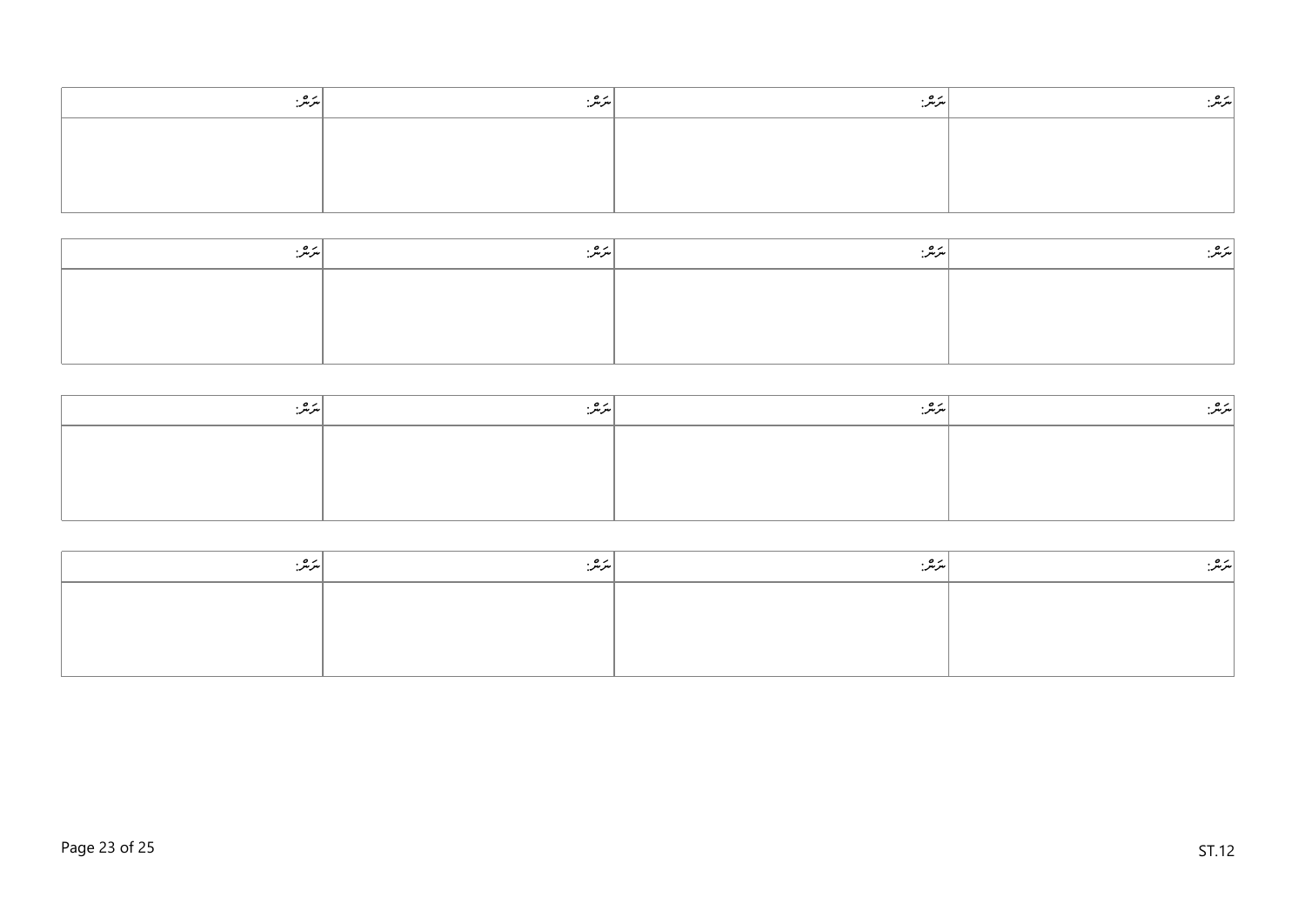| ނަރަދ: | ނަރަދ: | ނަރަދ: | ނަރަދ: |
| --- | --- | --- | --- |
| | | | |

| ނަރަދ: | ނަރަދ: | ނަރަދ: | ނަރަދ: |
| --- | --- | --- | --- |
| | | | |

| ނަރަދ: | ނަރަދ: | ނަރަދ: | ނަރަދ: |
| --- | --- | --- | --- |
| | | | |

| ނަރަދ: | ނަރަދ: | ނަރަދ: | ނަރަދ: |
| --- | --- | --- | --- |
| | | | |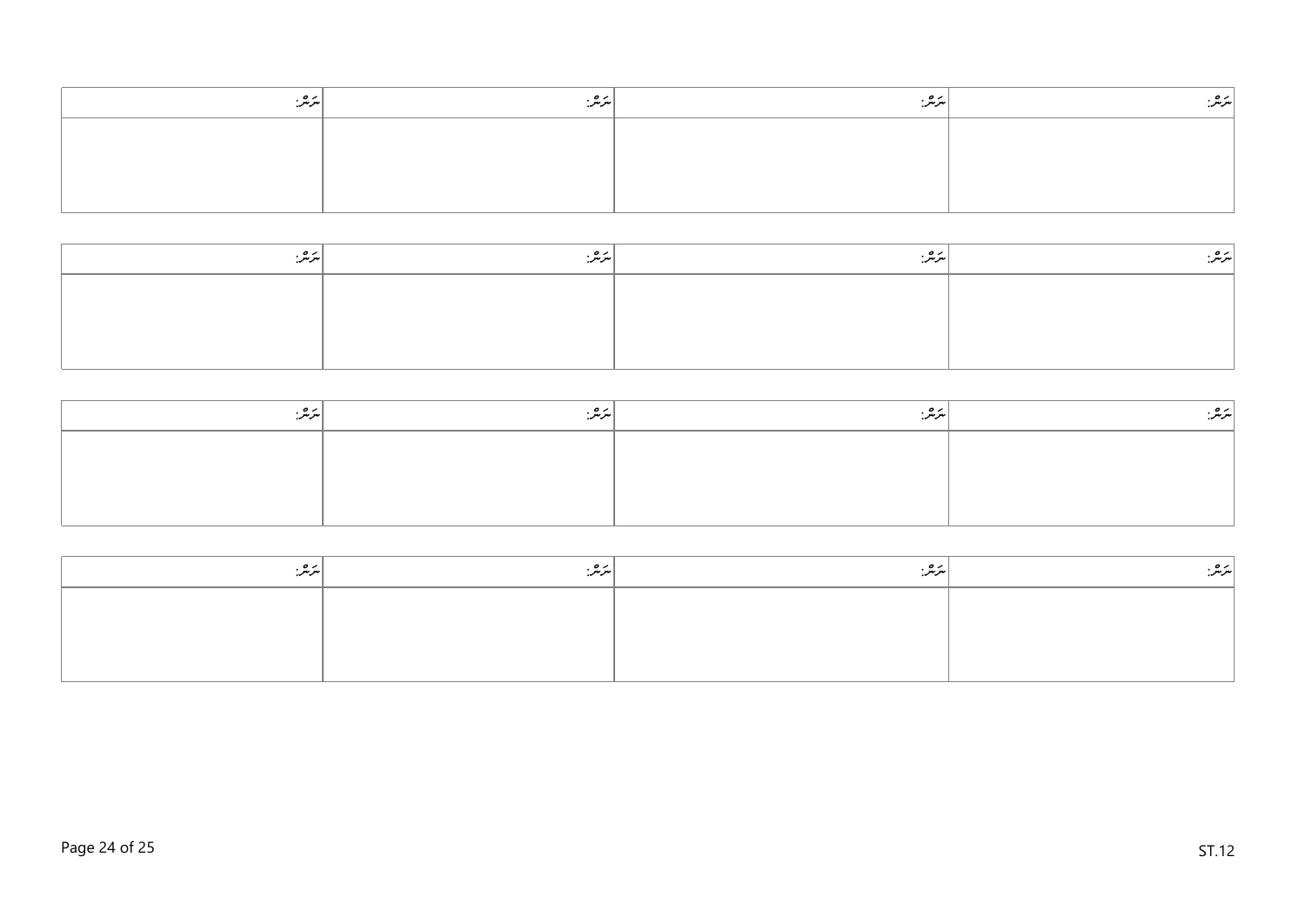| ނަންބަރު: | ނަންބަރު: | ނަންބަރު: | ނަންބަރު: |
|---|---|---|---|
| | | | |

| ނަންބަރު: | ނަންބަރު: | ނަންބަރު: | ނަންބަރު: |
|---|---|---|---|
| | | | |

| ނަންބަރު: | ނަންބަރު: | ނަންބަރު: | ނަންބަރު: |
|---|---|---|---|
| | | | |

| ނަންބަރު: | ނަންބަރު: | ނަންބަރު: | ނަންބަރު: |
|---|---|---|---|
| | | | |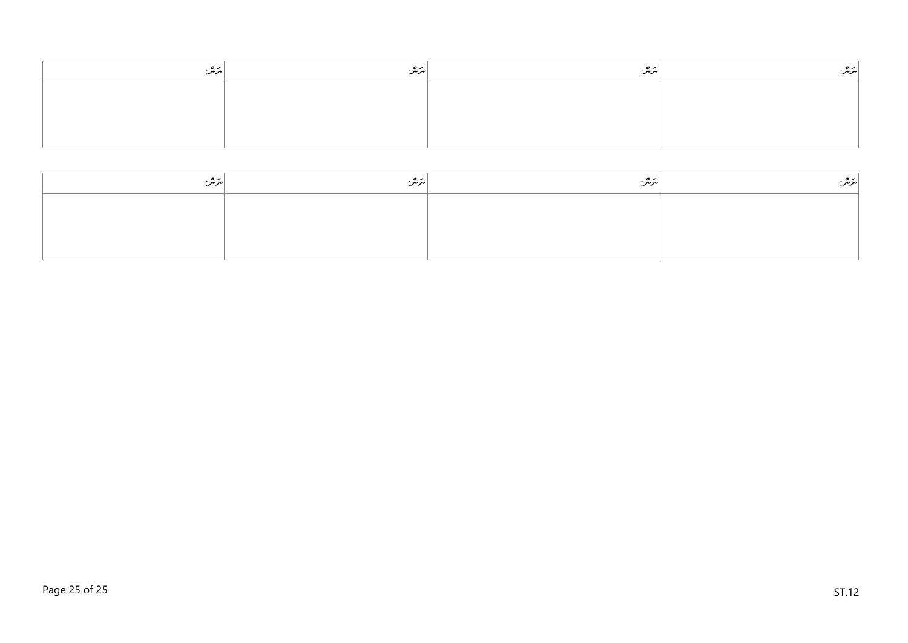| ނަރުދ: | ނަރުދ: | ނަރުދ: | ނަރުދ: |
| --- | --- | --- | --- |
| | | | |

| ނަރުދ: | ނަރުދ: | ނަރުދ: | ނަރުދ: |
| --- | --- | --- | --- |
| | | | |

ST.12